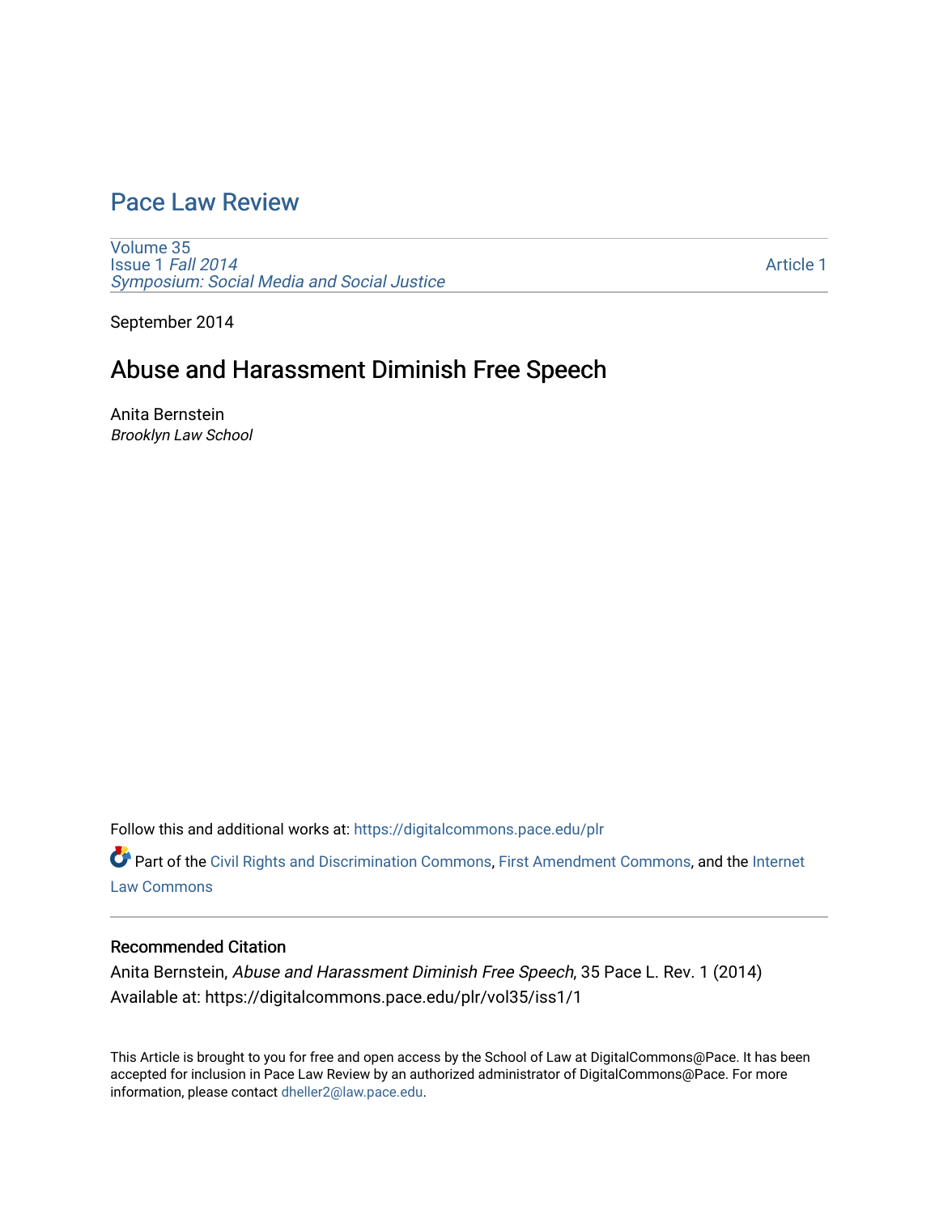# Pace Law Review

Volume 35
Issue 1 *Fall 2014*
*Symposium: Social Media and Social Justice*

Article 1

September 2014

## Abuse and Harassment Diminish Free Speech

Anita Bernstein
*Brooklyn Law School*

Follow this and additional works at: https://digitalcommons.pace.edu/plr

Part of the Civil Rights and Discrimination Commons, First Amendment Commons, and the Internet Law Commons

### Recommended Citation

Anita Bernstein, *Abuse and Harassment Diminish Free Speech*, 35 Pace L. Rev. 1 (2014)
Available at: https://digitalcommons.pace.edu/plr/vol35/iss1/1

This Article is brought to you for free and open access by the School of Law at DigitalCommons@Pace. It has been accepted for inclusion in Pace Law Review by an authorized administrator of DigitalCommons@Pace. For more information, please contact dheller2@law.pace.edu.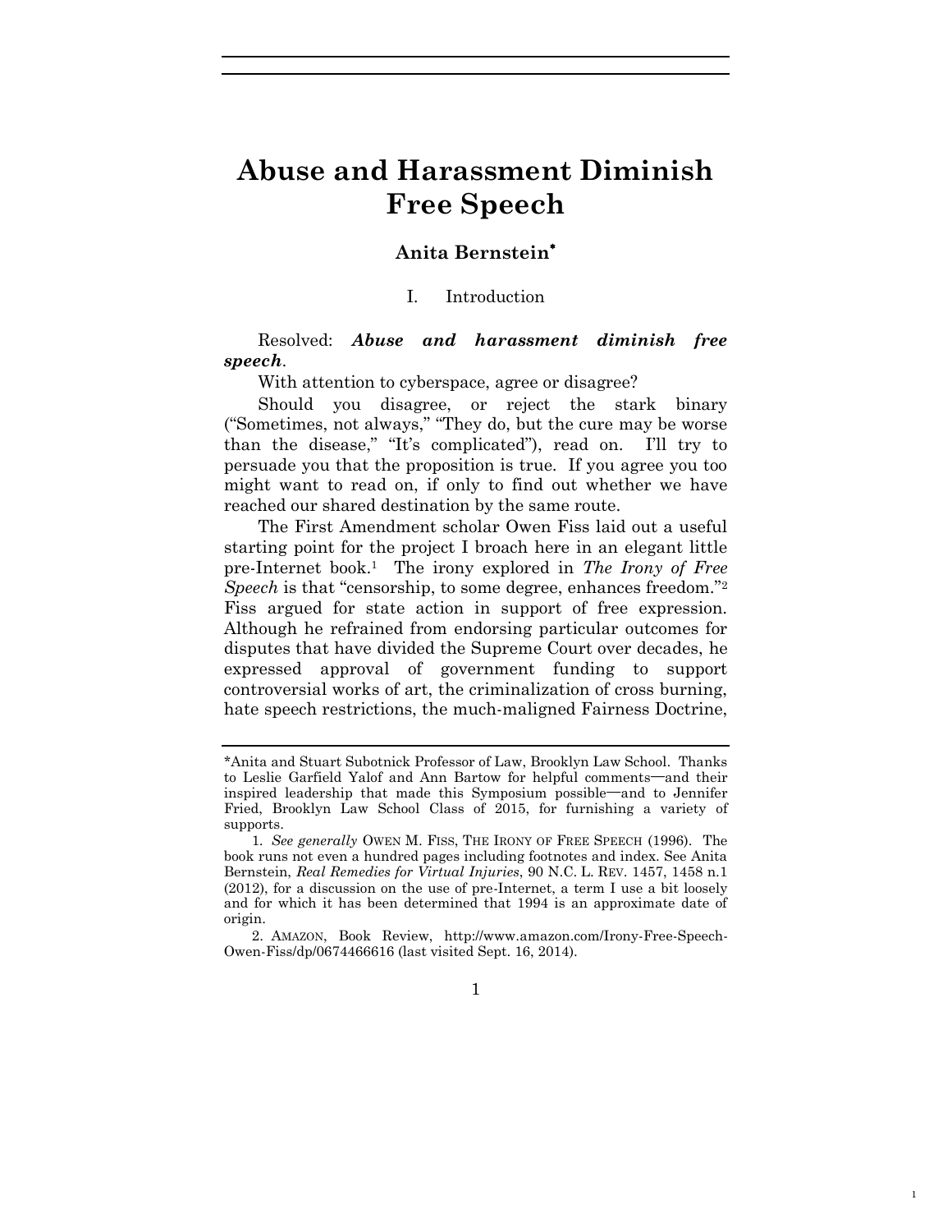# Abuse and Harassment Diminish Free Speech

## Anita Bernstein*

### I. Introduction

Resolved: ***Abuse and harassment diminish free speech***.

With attention to cyberspace, agree or disagree?

Should you disagree, or reject the stark binary ("Sometimes, not always," "They do, but the cure may be worse than the disease," "It's complicated"), read on. I'll try to persuade you that the proposition is true. If you agree you too might want to read on, if only to find out whether we have reached our shared destination by the same route.

The First Amendment scholar Owen Fiss laid out a useful starting point for the project I broach here in an elegant little pre-Internet book.[1] The irony explored in *The Irony of Free Speech* is that "censorship, to some degree, enhances freedom."[2] Fiss argued for state action in support of free expression. Although he refrained from endorsing particular outcomes for disputes that have divided the Supreme Court over decades, he expressed approval of government funding to support controversial works of art, the criminalization of cross burning, hate speech restrictions, the much-maligned Fairness Doctrine,

---

*Anita and Stuart Subotnick Professor of Law, Brooklyn Law School. Thanks to Leslie Garfield Yalof and Ann Bartow for helpful comments—and their inspired leadership that made this Symposium possible—and to Jennifer Fried, Brooklyn Law School Class of 2015, for furnishing a variety of supports.

1. *See generally* OWEN M. FISS, THE IRONY OF FREE SPEECH (1996). The book runs not even a hundred pages including footnotes and index. See Anita Bernstein, *Real Remedies for Virtual Injuries*, 90 N.C. L. REV. 1457, 1458 n.1 (2012), for a discussion on the use of pre-Internet, a term I use a bit loosely and for which it has been determined that 1994 is an approximate date of origin.

2. AMAZON, Book Review, http://www.amazon.com/Irony-Free-Speech-Owen-Fiss/dp/0674466616 (last visited Sept. 16, 2014).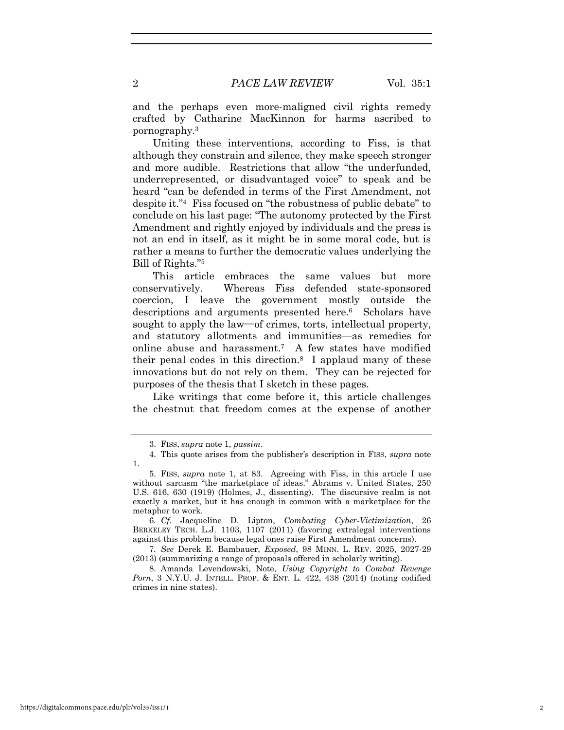and the perhaps even more-maligned civil rights remedy crafted by Catharine MacKinnon for harms ascribed to pornography.[3]

Uniting these interventions, according to Fiss, is that although they constrain and silence, they make speech stronger and more audible. Restrictions that allow "the underfunded, underrepresented, or disadvantaged voice" to speak and be heard "can be defended in terms of the First Amendment, not despite it."[4] Fiss focused on "the robustness of public debate" to conclude on his last page: "The autonomy protected by the First Amendment and rightly enjoyed by individuals and the press is not an end in itself, as it might be in some moral code, but is rather a means to further the democratic values underlying the Bill of Rights."[5]

This article embraces the same values but more conservatively. Whereas Fiss defended state-sponsored coercion, I leave the government mostly outside the descriptions and arguments presented here.[6] Scholars have sought to apply the law—of crimes, torts, intellectual property, and statutory allotments and immunities—as remedies for online abuse and harassment.[7] A few states have modified their penal codes in this direction.[8] I applaud many of these innovations but do not rely on them. They can be rejected for purposes of the thesis that I sketch in these pages.

Like writings that come before it, this article challenges the chestnut that freedom comes at the expense of another

---

3. FISS, *supra* note 1, *passim*.

4. This quote arises from the publisher's description in FISS, *supra* note 1.

5. FISS, *supra* note 1, at 83. Agreeing with Fiss, in this article I use without sarcasm "the marketplace of ideas." Abrams v. United States, 250 U.S. 616, 630 (1919) (Holmes, J., dissenting). The discursive realm is not exactly a market, but it has enough in common with a marketplace for the metaphor to work.

6. *Cf.* Jacqueline D. Lipton, *Combating Cyber-Victimization*, 26 BERKELEY TECH. L.J. 1103, 1107 (2011) (favoring extralegal interventions against this problem because legal ones raise First Amendment concerns).

7. *See* Derek E. Bambauer, *Exposed*, 98 MINN. L. REV. 2025, 2027-29 (2013) (summarizing a range of proposals offered in scholarly writing).

8. Amanda Levendowski, Note, *Using Copyright to Combat Revenge Porn*, 3 N.Y.U. J. INTELL. PROP. & ENT. L. 422, 438 (2014) (noting codified crimes in nine states).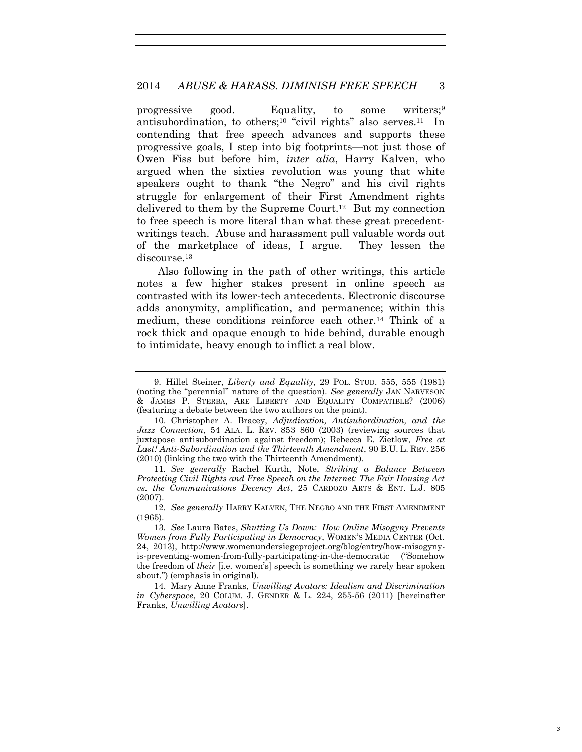progressive good. Equality, to some writers;[9] antisubordination, to others;[10] "civil rights" also serves.[11] In contending that free speech advances and supports these progressive goals, I step into big footprints—not just those of Owen Fiss but before him, *inter alia*, Harry Kalven, who argued when the sixties revolution was young that white speakers ought to thank "the Negro" and his civil rights struggle for enlargement of their First Amendment rights delivered to them by the Supreme Court.[12] But my connection to free speech is more literal than what these great precedent-writings teach. Abuse and harassment pull valuable words out of the marketplace of ideas, I argue. They lessen the discourse.[13]

Also following in the path of other writings, this article notes a few higher stakes present in online speech as contrasted with its lower-tech antecedents. Electronic discourse adds anonymity, amplification, and permanence; within this medium, these conditions reinforce each other.[14] Think of a rock thick and opaque enough to hide behind, durable enough to intimidate, heavy enough to inflict a real blow.

---

9. Hillel Steiner, *Liberty and Equality*, 29 POL. STUD. 555, 555 (1981) (noting the "perennial" nature of the question). *See generally* JAN NARVESON & JAMES P. STERBA, ARE LIBERTY AND EQUALITY COMPATIBLE? (2006) (featuring a debate between the two authors on the point).

10. Christopher A. Bracey, *Adjudication, Antisubordination, and the Jazz Connection*, 54 ALA. L. REV. 853 860 (2003) (reviewing sources that juxtapose antisubordination against freedom); Rebecca E. Zietlow, *Free at Last! Anti-Subordination and the Thirteenth Amendment*, 90 B.U. L. REV. 256 (2010) (linking the two with the Thirteenth Amendment).

11. *See generally* Rachel Kurth, Note, *Striking a Balance Between Protecting Civil Rights and Free Speech on the Internet: The Fair Housing Act vs. the Communications Decency Act*, 25 CARDOZO ARTS & ENT. L.J. 805 (2007).

12. *See generally* HARRY KALVEN, THE NEGRO AND THE FIRST AMENDMENT (1965).

13. *See* Laura Bates, *Shutting Us Down: How Online Misogyny Prevents Women from Fully Participating in Democracy*, WOMEN'S MEDIA CENTER (Oct. 24, 2013), http://www.womenundersiegeproject.org/blog/entry/how-misogyny-is-preventing-women-from-fully-participating-in-the-democratic ("Somehow the freedom of *their* [i.e. women's] speech is something we rarely hear spoken about.") (emphasis in original).

14. Mary Anne Franks, *Unwilling Avatars: Idealism and Discrimination in Cyberspace*, 20 COLUM. J. GENDER & L. 224, 255-56 (2011) [hereinafter Franks, *Unwilling Avatars*].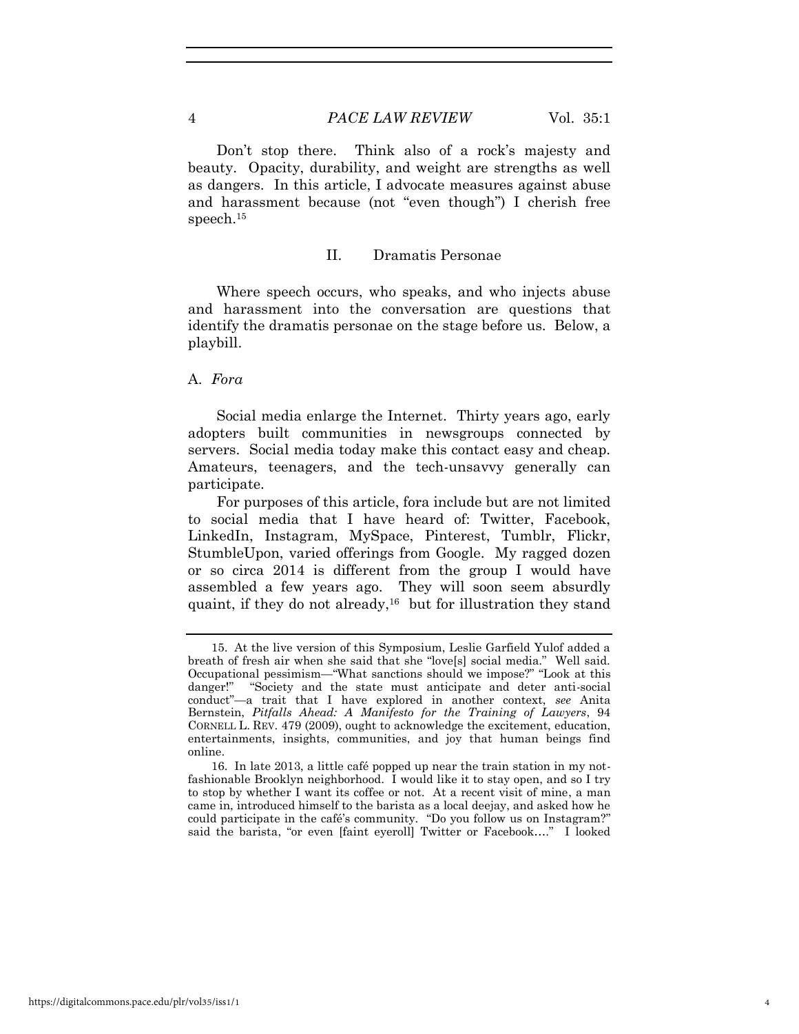Don't stop there. Think also of a rock's majesty and beauty. Opacity, durability, and weight are strengths as well as dangers. In this article, I advocate measures against abuse and harassment because (not "even though") I cherish free speech.[15]

## II. Dramatis Personae

Where speech occurs, who speaks, and who injects abuse and harassment into the conversation are questions that identify the dramatis personae on the stage before us. Below, a playbill.

### A. *Fora*

Social media enlarge the Internet. Thirty years ago, early adopters built communities in newsgroups connected by servers. Social media today make this contact easy and cheap. Amateurs, teenagers, and the tech-unsavvy generally can participate.

For purposes of this article, fora include but are not limited to social media that I have heard of: Twitter, Facebook, LinkedIn, Instagram, MySpace, Pinterest, Tumblr, Flickr, StumbleUpon, varied offerings from Google. My ragged dozen or so circa 2014 is different from the group I would have assembled a few years ago. They will soon seem absurdly quaint, if they do not already,[16] but for illustration they stand

---

15. At the live version of this Symposium, Leslie Garfield Yulof added a breath of fresh air when she said that she "love[s] social media." Well said. Occupational pessimism—"What sanctions should we impose?" "Look at this danger!" "Society and the state must anticipate and deter anti-social conduct"—a trait that I have explored in another context, *see* Anita Bernstein, *Pitfalls Ahead: A Manifesto for the Training of Lawyers*, 94 CORNELL L. REV. 479 (2009), ought to acknowledge the excitement, education, entertainments, insights, communities, and joy that human beings find online.

16. In late 2013, a little café popped up near the train station in my not-fashionable Brooklyn neighborhood. I would like it to stay open, and so I try to stop by whether I want its coffee or not. At a recent visit of mine, a man came in, introduced himself to the barista as a local deejay, and asked how he could participate in the café's community. "Do you follow us on Instagram?" said the barista, "or even [faint eyeroll] Twitter or Facebook…." I looked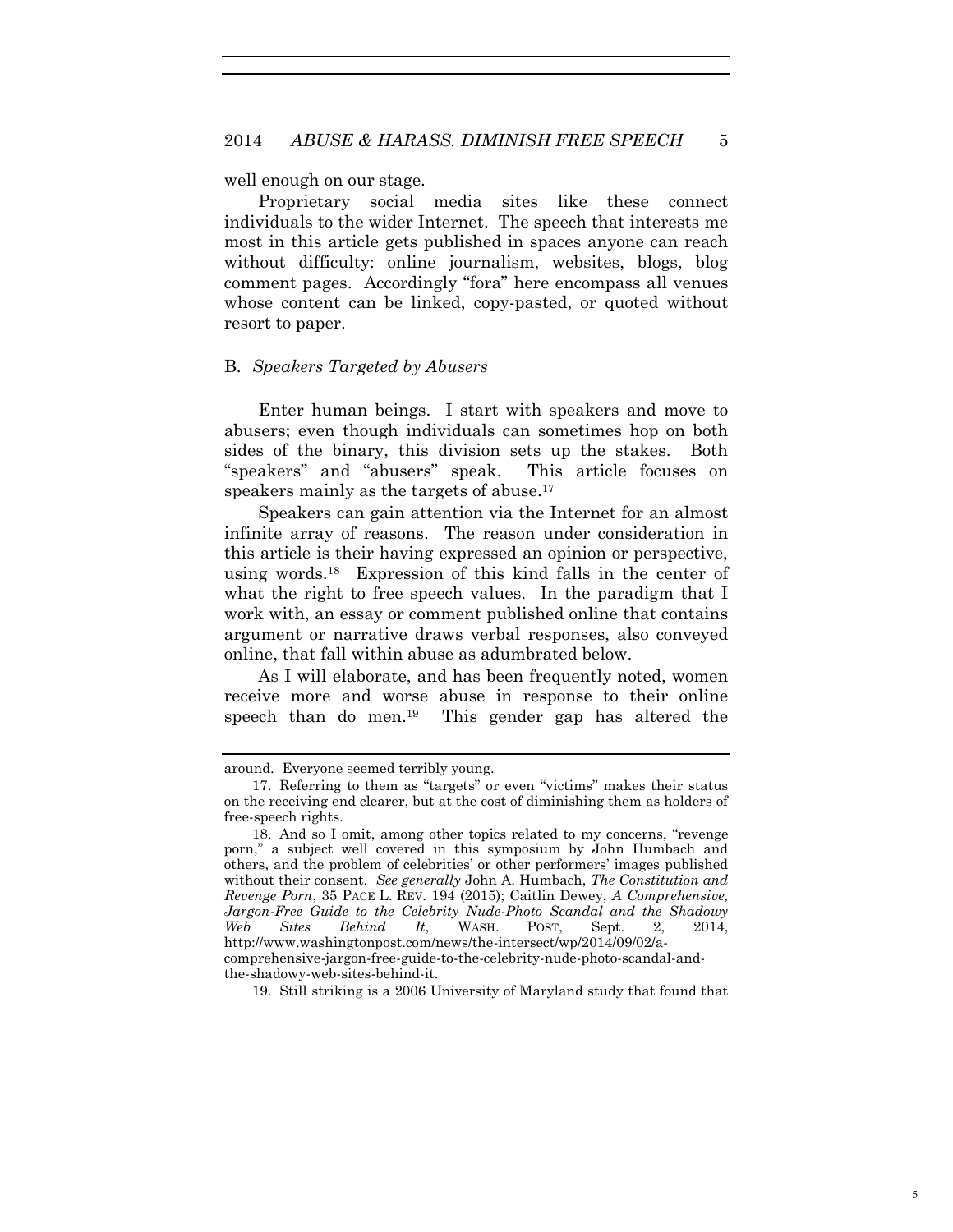well enough on our stage.

Proprietary social media sites like these connect individuals to the wider Internet. The speech that interests me most in this article gets published in spaces anyone can reach without difficulty: online journalism, websites, blogs, blog comment pages. Accordingly "fora" here encompass all venues whose content can be linked, copy-pasted, or quoted without resort to paper.

### B. *Speakers Targeted by Abusers*

Enter human beings. I start with speakers and move to abusers; even though individuals can sometimes hop on both sides of the binary, this division sets up the stakes. Both "speakers" and "abusers" speak. This article focuses on speakers mainly as the targets of abuse.[17]

Speakers can gain attention via the Internet for an almost infinite array of reasons. The reason under consideration in this article is their having expressed an opinion or perspective, using words.[18] Expression of this kind falls in the center of what the right to free speech values. In the paradigm that I work with, an essay or comment published online that contains argument or narrative draws verbal responses, also conveyed online, that fall within abuse as adumbrated below.

As I will elaborate, and has been frequently noted, women receive more and worse abuse in response to their online speech than do men.[19] This gender gap has altered the

---

around. Everyone seemed terribly young.

17. Referring to them as "targets" or even "victims" makes their status on the receiving end clearer, but at the cost of diminishing them as holders of free-speech rights.

18. And so I omit, among other topics related to my concerns, "revenge porn," a subject well covered in this symposium by John Humbach and others, and the problem of celebrities' or other performers' images published without their consent. *See generally* John A. Humbach, *The Constitution and Revenge Porn*, 35 PACE L. REV. 194 (2015); Caitlin Dewey, *A Comprehensive, Jargon-Free Guide to the Celebrity Nude-Photo Scandal and the Shadowy Web Sites Behind It*, WASH. POST, Sept. 2, 2014, http://www.washingtonpost.com/news/the-intersect/wp/2014/09/02/a-comprehensive-jargon-free-guide-to-the-celebrity-nude-photo-scandal-and-the-shadowy-web-sites-behind-it.

19. Still striking is a 2006 University of Maryland study that found that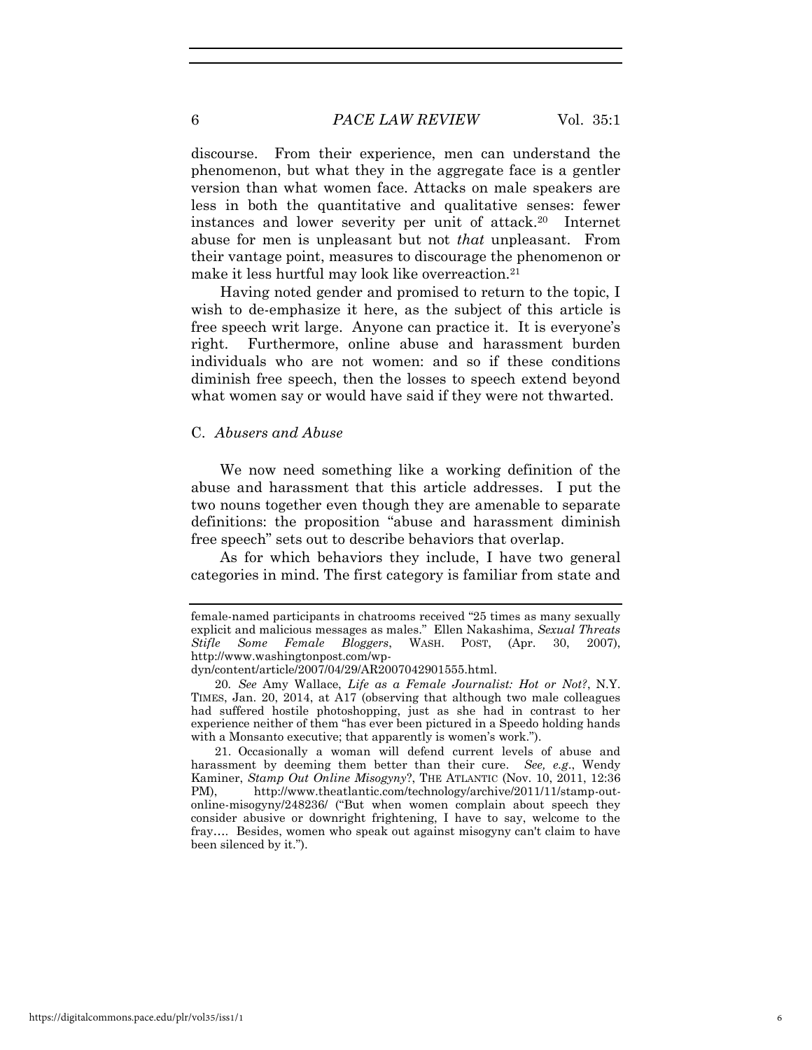discourse. From their experience, men can understand the phenomenon, but what they in the aggregate face is a gentler version than what women face. Attacks on male speakers are less in both the quantitative and qualitative senses: fewer instances and lower severity per unit of attack.[20] Internet abuse for men is unpleasant but not *that* unpleasant. From their vantage point, measures to discourage the phenomenon or make it less hurtful may look like overreaction.[21]

Having noted gender and promised to return to the topic, I wish to de-emphasize it here, as the subject of this article is free speech writ large. Anyone can practice it. It is everyone's right. Furthermore, online abuse and harassment burden individuals who are not women: and so if these conditions diminish free speech, then the losses to speech extend beyond what women say or would have said if they were not thwarted.

### C. *Abusers and Abuse*

We now need something like a working definition of the abuse and harassment that this article addresses. I put the two nouns together even though they are amenable to separate definitions: the proposition "abuse and harassment diminish free speech" sets out to describe behaviors that overlap.

As for which behaviors they include, I have two general categories in mind. The first category is familiar from state and

---

female-named participants in chatrooms received "25 times as many sexually explicit and malicious messages as males." Ellen Nakashima, *Sexual Threats Stifle Some Female Bloggers*, WASH. POST, (Apr. 30, 2007), http://www.washingtonpost.com/wp-dyn/content/article/2007/04/29/AR2007042901555.html.

20. *See* Amy Wallace, *Life as a Female Journalist: Hot or Not?*, N.Y. TIMES, Jan. 20, 2014, at A17 (observing that although two male colleagues had suffered hostile photoshopping, just as she had in contrast to her experience neither of them "has ever been pictured in a Speedo holding hands with a Monsanto executive; that apparently is women's work.").

21. Occasionally a woman will defend current levels of abuse and harassment by deeming them better than their cure. *See, e.g.*, Wendy Kaminer, *Stamp Out Online Misogyny*?, THE ATLANTIC (Nov. 10, 2011, 12:36 PM), http://www.theatlantic.com/technology/archive/2011/11/stamp-out-online-misogyny/248236/ ("But when women complain about speech they consider abusive or downright frightening, I have to say, welcome to the fray.... Besides, women who speak out against misogyny can't claim to have been silenced by it.").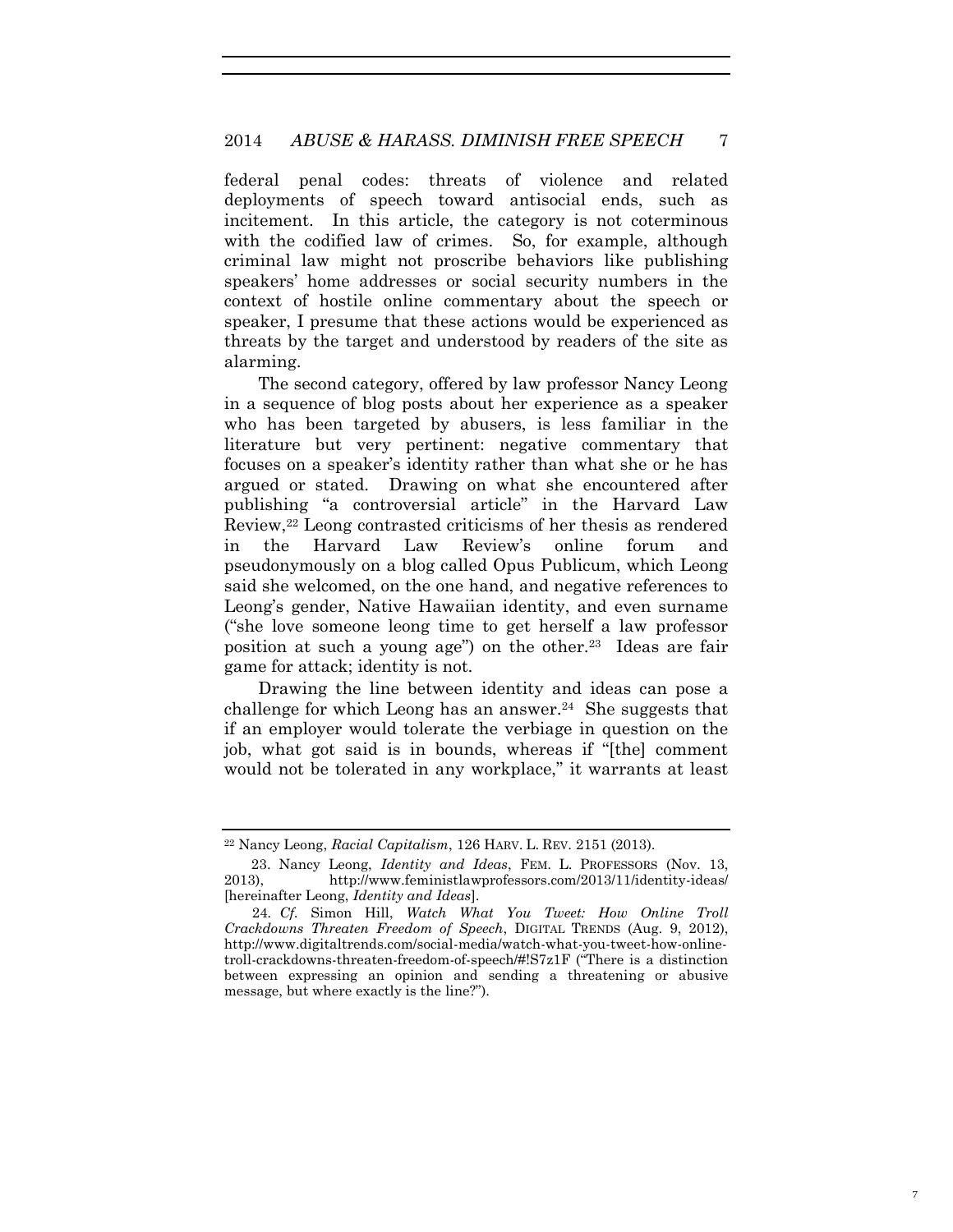federal penal codes: threats of violence and related deployments of speech toward antisocial ends, such as incitement. In this article, the category is not coterminous with the codified law of crimes. So, for example, although criminal law might not proscribe behaviors like publishing speakers' home addresses or social security numbers in the context of hostile online commentary about the speech or speaker, I presume that these actions would be experienced as threats by the target and understood by readers of the site as alarming.

The second category, offered by law professor Nancy Leong in a sequence of blog posts about her experience as a speaker who has been targeted by abusers, is less familiar in the literature but very pertinent: negative commentary that focuses on a speaker's identity rather than what she or he has argued or stated. Drawing on what she encountered after publishing "a controversial article" in the Harvard Law Review,[22] Leong contrasted criticisms of her thesis as rendered in the Harvard Law Review's online forum and pseudonymously on a blog called Opus Publicum, which Leong said she welcomed, on the one hand, and negative references to Leong's gender, Native Hawaiian identity, and even surname ("she love someone leong time to get herself a law professor position at such a young age") on the other.[23] Ideas are fair game for attack; identity is not.

Drawing the line between identity and ideas can pose a challenge for which Leong has an answer.[24] She suggests that if an employer would tolerate the verbiage in question on the job, what got said is in bounds, whereas if "[the] comment would not be tolerated in any workplace," it warrants at least

---

[22] Nancy Leong, *Racial Capitalism*, 126 HARV. L. REV. 2151 (2013).

23. Nancy Leong, *Identity and Ideas*, FEM. L. PROFESSORS (Nov. 13, 2013), http://www.feministlawprofessors.com/2013/11/identity-ideas/ [hereinafter Leong, *Identity and Ideas*].

24. *Cf.* Simon Hill, *Watch What You Tweet: How Online Troll Crackdowns Threaten Freedom of Speech*, DIGITAL TRENDS (Aug. 9, 2012), http://www.digitaltrends.com/social-media/watch-what-you-tweet-how-online-troll-crackdowns-threaten-freedom-of-speech/#!S7z1F ("There is a distinction between expressing an opinion and sending a threatening or abusive message, but where exactly is the line?").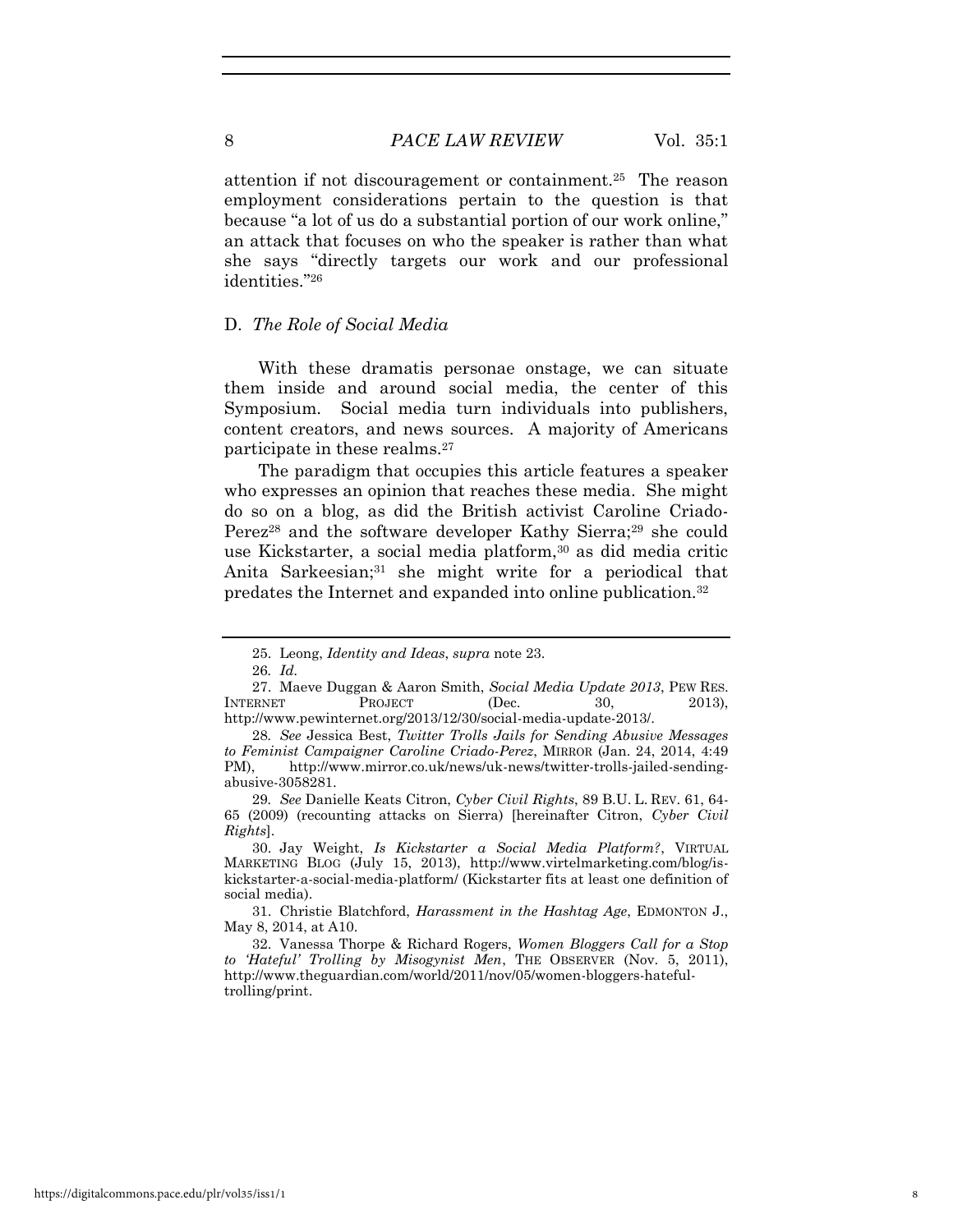attention if not discouragement or containment.[25] The reason employment considerations pertain to the question is that because "a lot of us do a substantial portion of our work online," an attack that focuses on who the speaker is rather than what she says "directly targets our work and our professional identities."[26]

### D. *The Role of Social Media*

With these dramatis personae onstage, we can situate them inside and around social media, the center of this Symposium. Social media turn individuals into publishers, content creators, and news sources. A majority of Americans participate in these realms.[27]

The paradigm that occupies this article features a speaker who expresses an opinion that reaches these media. She might do so on a blog, as did the British activist Caroline Criado-Perez[28] and the software developer Kathy Sierra;[29] she could use Kickstarter, a social media platform,[30] as did media critic Anita Sarkeesian;[31] she might write for a periodical that predates the Internet and expanded into online publication.[32]

---

25. Leong, *Identity and Ideas*, *supra* note 23.

26. *Id.*

27. Maeve Duggan & Aaron Smith, *Social Media Update 2013*, PEW RES. INTERNET PROJECT (Dec. 30, 2013), http://www.pewinternet.org/2013/12/30/social-media-update-2013/.

28. *See* Jessica Best, *Twitter Trolls Jails for Sending Abusive Messages to Feminist Campaigner Caroline Criado-Perez*, MIRROR (Jan. 24, 2014, 4:49 PM), http://www.mirror.co.uk/news/uk-news/twitter-trolls-jailed-sending-abusive-3058281.

29. *See* Danielle Keats Citron, *Cyber Civil Rights*, 89 B.U. L. REV. 61, 64-65 (2009) (recounting attacks on Sierra) [hereinafter Citron, *Cyber Civil Rights*].

30. Jay Weight, *Is Kickstarter a Social Media Platform?*, VIRTUAL MARKETING BLOG (July 15, 2013), http://www.virtelmarketing.com/blog/is-kickstarter-a-social-media-platform/ (Kickstarter fits at least one definition of social media).

31. Christie Blatchford, *Harassment in the Hashtag Age*, EDMONTON J., May 8, 2014, at A10.

32. Vanessa Thorpe & Richard Rogers, *Women Bloggers Call for a Stop to 'Hateful' Trolling by Misogynist Men*, THE OBSERVER (Nov. 5, 2011), http://www.theguardian.com/world/2011/nov/05/women-bloggers-hateful-trolling/print.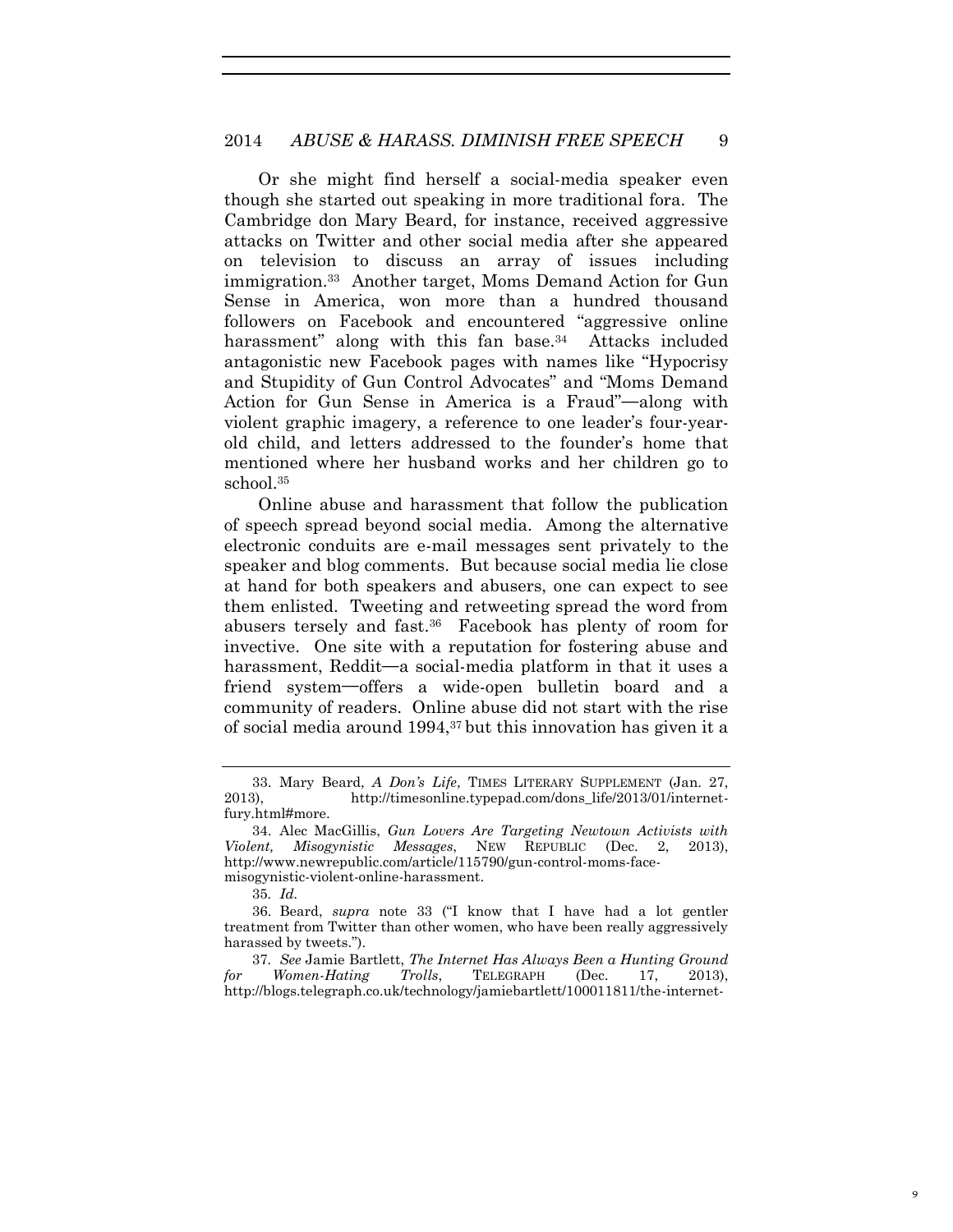Or she might find herself a social-media speaker even though she started out speaking in more traditional fora. The Cambridge don Mary Beard, for instance, received aggressive attacks on Twitter and other social media after she appeared on television to discuss an array of issues including immigration.[33] Another target, Moms Demand Action for Gun Sense in America, won more than a hundred thousand followers on Facebook and encountered "aggressive online harassment" along with this fan base.[34] Attacks included antagonistic new Facebook pages with names like "Hypocrisy and Stupidity of Gun Control Advocates" and "Moms Demand Action for Gun Sense in America is a Fraud"—along with violent graphic imagery, a reference to one leader's four-year-old child, and letters addressed to the founder's home that mentioned where her husband works and her children go to school.[35]

Online abuse and harassment that follow the publication of speech spread beyond social media. Among the alternative electronic conduits are e-mail messages sent privately to the speaker and blog comments. But because social media lie close at hand for both speakers and abusers, one can expect to see them enlisted. Tweeting and retweeting spread the word from abusers tersely and fast.[36] Facebook has plenty of room for invective. One site with a reputation for fostering abuse and harassment, Reddit—a social-media platform in that it uses a friend system—offers a wide-open bulletin board and a community of readers. Online abuse did not start with the rise of social media around 1994,[37] but this innovation has given it a

---

33. Mary Beard, *A Don's Life*, TIMES LITERARY SUPPLEMENT (Jan. 27, 2013), http://timesonline.typepad.com/dons_life/2013/01/internet-fury.html#more.

34. Alec MacGillis, *Gun Lovers Are Targeting Newtown Activists with Violent, Misogynistic Messages*, NEW REPUBLIC (Dec. 2, 2013), http://www.newrepublic.com/article/115790/gun-control-moms-face-misogynistic-violent-online-harassment.

35. *Id.*

36. Beard, *supra* note 33 ("I know that I have had a lot gentler treatment from Twitter than other women, who have been really aggressively harassed by tweets.").

37. *See* Jamie Bartlett, *The Internet Has Always Been a Hunting Ground for Women-Hating Trolls*, TELEGRAPH (Dec. 17, 2013), http://blogs.telegraph.co.uk/technology/jamiebartlett/100011811/the-internet-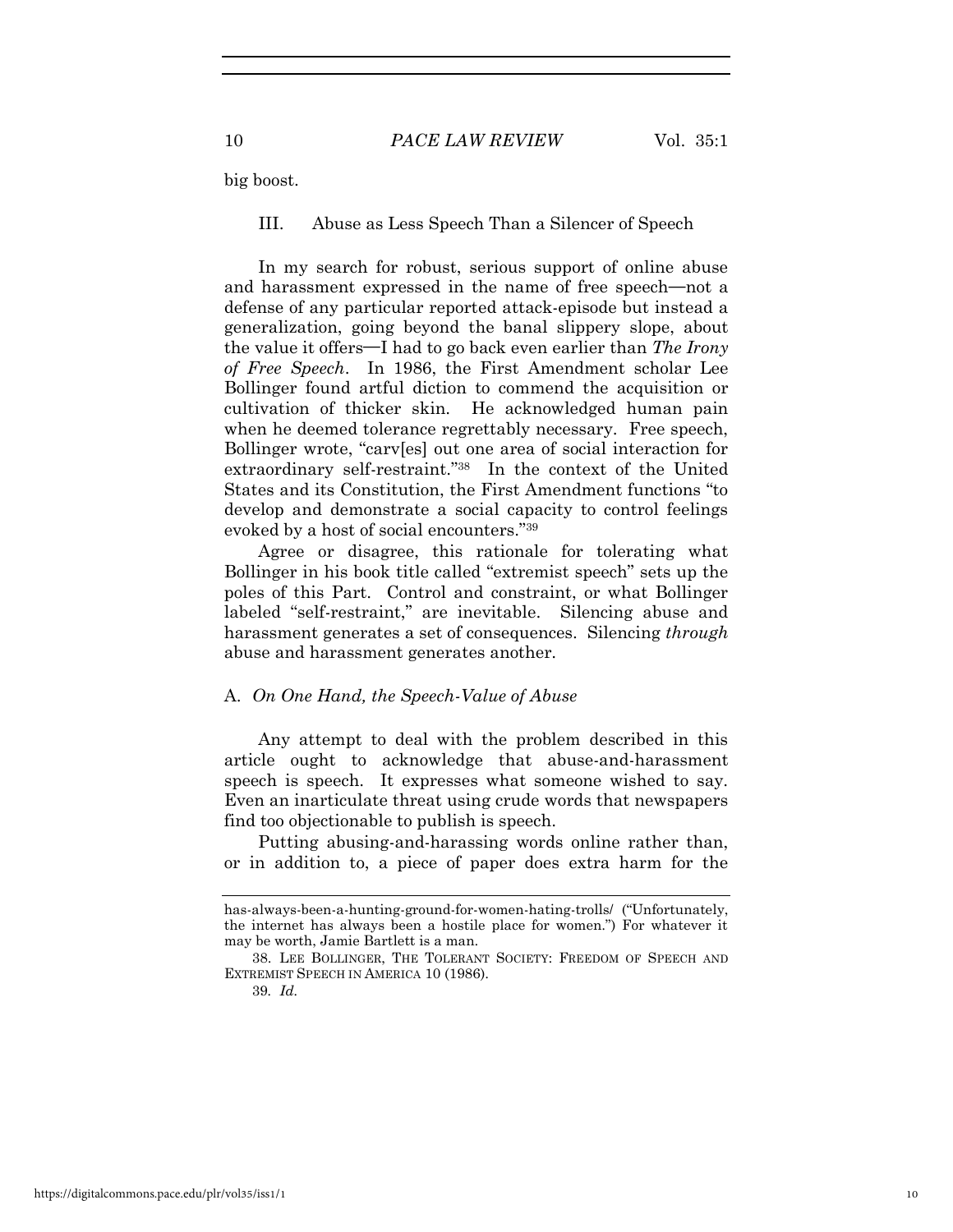big boost.

## III. Abuse as Less Speech Than a Silencer of Speech

In my search for robust, serious support of online abuse and harassment expressed in the name of free speech—not a defense of any particular reported attack-episode but instead a generalization, going beyond the banal slippery slope, about the value it offers—I had to go back even earlier than *The Irony of Free Speech*. In 1986, the First Amendment scholar Lee Bollinger found artful diction to commend the acquisition or cultivation of thicker skin. He acknowledged human pain when he deemed tolerance regrettably necessary. Free speech, Bollinger wrote, "carv[es] out one area of social interaction for extraordinary self-restraint."[38] In the context of the United States and its Constitution, the First Amendment functions "to develop and demonstrate a social capacity to control feelings evoked by a host of social encounters."[39]

Agree or disagree, this rationale for tolerating what Bollinger in his book title called "extremist speech" sets up the poles of this Part. Control and constraint, or what Bollinger labeled "self-restraint," are inevitable. Silencing abuse and harassment generates a set of consequences. Silencing *through* abuse and harassment generates another.

### A. *On One Hand, the Speech-Value of Abuse*

Any attempt to deal with the problem described in this article ought to acknowledge that abuse-and-harassment speech is speech. It expresses what someone wished to say. Even an inarticulate threat using crude words that newspapers find too objectionable to publish is speech.

Putting abusing-and-harassing words online rather than, or in addition to, a piece of paper does extra harm for the

---

has-always-been-a-hunting-ground-for-women-hating-trolls/ ("Unfortunately, the internet has always been a hostile place for women.") For whatever it may be worth, Jamie Bartlett is a man.

38. LEE BOLLINGER, THE TOLERANT SOCIETY: FREEDOM OF SPEECH AND EXTREMIST SPEECH IN AMERICA 10 (1986).

39. *Id.*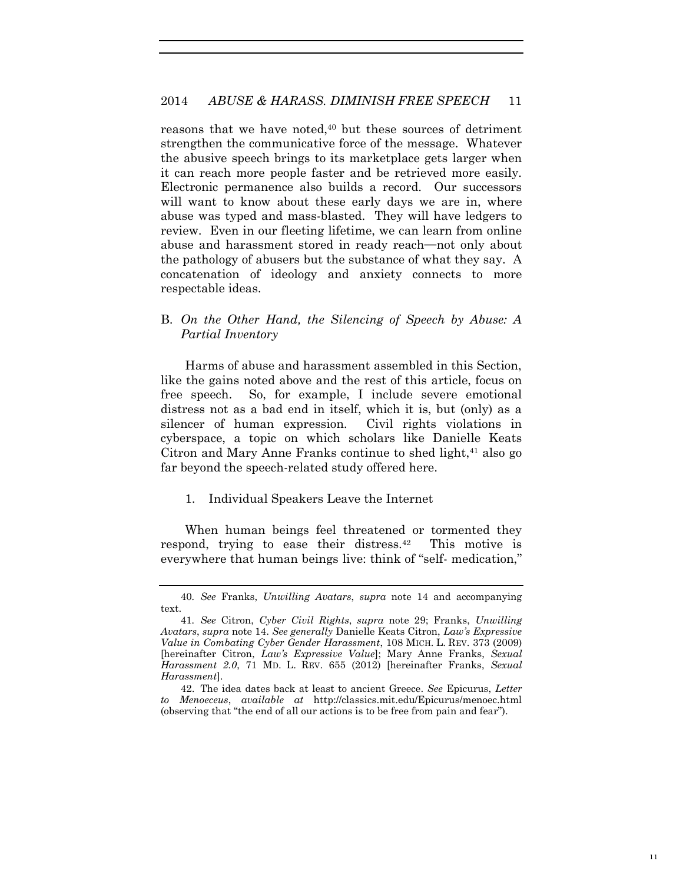reasons that we have noted,[40] but these sources of detriment strengthen the communicative force of the message. Whatever the abusive speech brings to its marketplace gets larger when it can reach more people faster and be retrieved more easily. Electronic permanence also builds a record. Our successors will want to know about these early days we are in, where abuse was typed and mass-blasted. They will have ledgers to review. Even in our fleeting lifetime, we can learn from online abuse and harassment stored in ready reach—not only about the pathology of abusers but the substance of what they say. A concatenation of ideology and anxiety connects to more respectable ideas.

### B. *On the Other Hand, the Silencing of Speech by Abuse: A Partial Inventory*

Harms of abuse and harassment assembled in this Section, like the gains noted above and the rest of this article, focus on free speech. So, for example, I include severe emotional distress not as a bad end in itself, which it is, but (only) as a silencer of human expression. Civil rights violations in cyberspace, a topic on which scholars like Danielle Keats Citron and Mary Anne Franks continue to shed light,[41] also go far beyond the speech-related study offered here.

#### 1. Individual Speakers Leave the Internet

When human beings feel threatened or tormented they respond, trying to ease their distress.[42] This motive is everywhere that human beings live: think of "self- medication,"

---

40. *See* Franks, *Unwilling Avatars*, *supra* note 14 and accompanying text.

41. *See* Citron, *Cyber Civil Rights*, *supra* note 29; Franks, *Unwilling Avatars*, *supra* note 14. *See generally* Danielle Keats Citron, *Law's Expressive Value in Combating Cyber Gender Harassment*, 108 MICH. L. REV. 373 (2009) [hereinafter Citron, *Law's Expressive Value*]; Mary Anne Franks, *Sexual Harassment 2.0*, 71 MD. L. REV. 655 (2012) [hereinafter Franks, *Sexual Harassment*].

42. The idea dates back at least to ancient Greece. *See* Epicurus, *Letter to Menoeceus*, *available at* http://classics.mit.edu/Epicurus/menoec.html (observing that "the end of all our actions is to be free from pain and fear").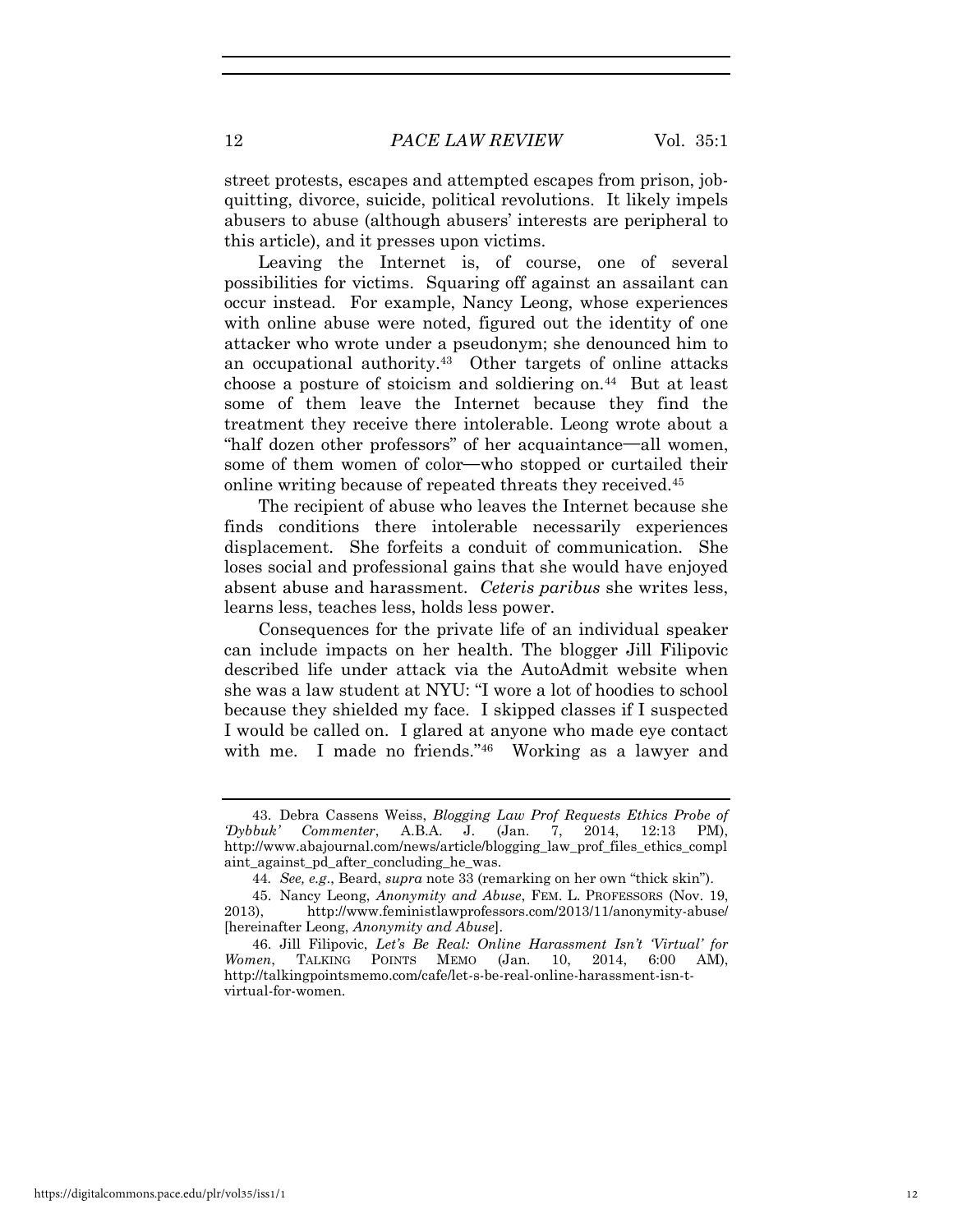street protests, escapes and attempted escapes from prison, job-quitting, divorce, suicide, political revolutions. It likely impels abusers to abuse (although abusers' interests are peripheral to this article), and it presses upon victims.

Leaving the Internet is, of course, one of several possibilities for victims. Squaring off against an assailant can occur instead. For example, Nancy Leong, whose experiences with online abuse were noted, figured out the identity of one attacker who wrote under a pseudonym; she denounced him to an occupational authority.[43] Other targets of online attacks choose a posture of stoicism and soldiering on.[44] But at least some of them leave the Internet because they find the treatment they receive there intolerable. Leong wrote about a "half dozen other professors" of her acquaintance—all women, some of them women of color—who stopped or curtailed their online writing because of repeated threats they received.[45]

The recipient of abuse who leaves the Internet because she finds conditions there intolerable necessarily experiences displacement. She forfeits a conduit of communication. She loses social and professional gains that she would have enjoyed absent abuse and harassment. *Ceteris paribus* she writes less, learns less, teaches less, holds less power.

Consequences for the private life of an individual speaker can include impacts on her health. The blogger Jill Filipovic described life under attack via the AutoAdmit website when she was a law student at NYU: "I wore a lot of hoodies to school because they shielded my face. I skipped classes if I suspected I would be called on. I glared at anyone who made eye contact with me. I made no friends."[46] Working as a lawyer and

---

43. Debra Cassens Weiss, *Blogging Law Prof Requests Ethics Probe of 'Dybbuk' Commenter*, A.B.A. J. (Jan. 7, 2014, 12:13 PM), http://www.abajournal.com/news/article/blogging_law_prof_files_ethics_complaint_against_pd_after_concluding_he_was.

44. *See, e.g.*, Beard, *supra* note 33 (remarking on her own "thick skin").

45. Nancy Leong, *Anonymity and Abuse*, FEM. L. PROFESSORS (Nov. 19, 2013), http://www.feministlawprofessors.com/2013/11/anonymity-abuse/ [hereinafter Leong, *Anonymity and Abuse*].

46. Jill Filipovic, *Let's Be Real: Online Harassment Isn't 'Virtual' for Women*, TALKING POINTS MEMO (Jan. 10, 2014, 6:00 AM), http://talkingpointsmemo.com/cafe/let-s-be-real-online-harassment-isn-t-virtual-for-women.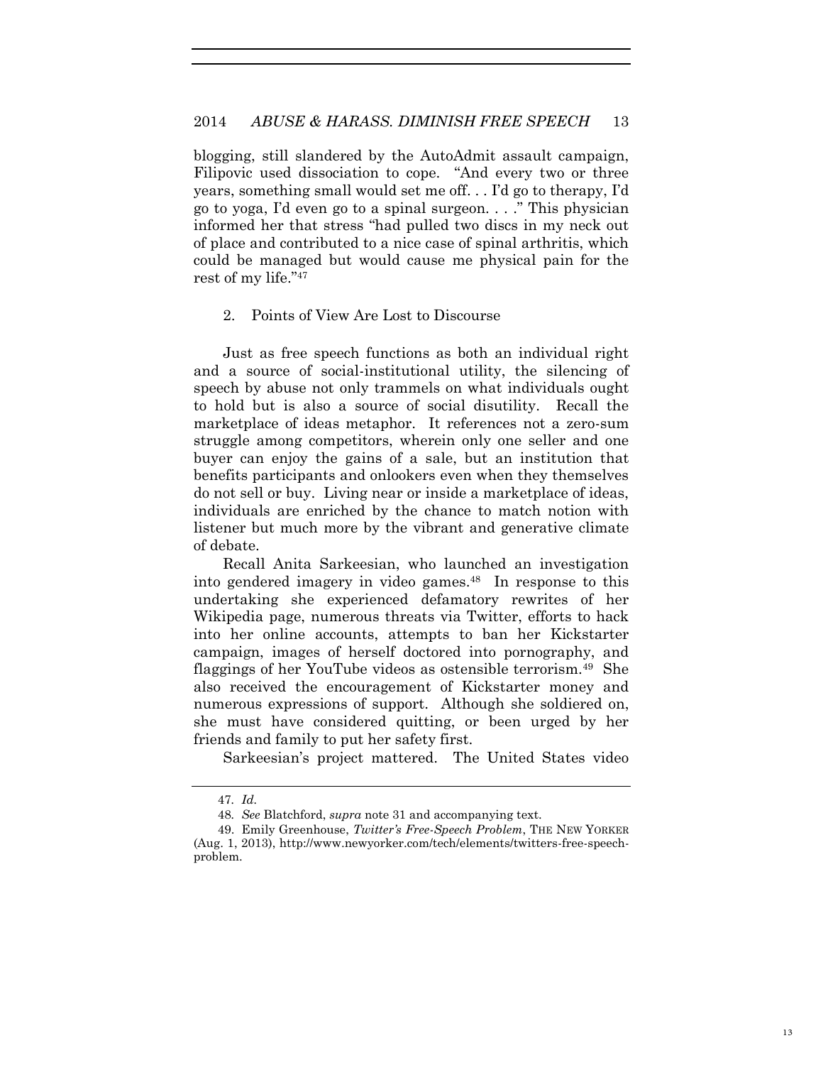blogging, still slandered by the AutoAdmit assault campaign, Filipovic used dissociation to cope. "And every two or three years, something small would set me off. . . I'd go to therapy, I'd go to yoga, I'd even go to a spinal surgeon. . . ." This physician informed her that stress "had pulled two discs in my neck out of place and contributed to a nice case of spinal arthritis, which could be managed but would cause me physical pain for the rest of my life."[47]

### 2. Points of View Are Lost to Discourse

Just as free speech functions as both an individual right and a source of social-institutional utility, the silencing of speech by abuse not only trammels on what individuals ought to hold but is also a source of social disutility. Recall the marketplace of ideas metaphor. It references not a zero-sum struggle among competitors, wherein only one seller and one buyer can enjoy the gains of a sale, but an institution that benefits participants and onlookers even when they themselves do not sell or buy. Living near or inside a marketplace of ideas, individuals are enriched by the chance to match notion with listener but much more by the vibrant and generative climate of debate.

Recall Anita Sarkeesian, who launched an investigation into gendered imagery in video games.[48] In response to this undertaking she experienced defamatory rewrites of her Wikipedia page, numerous threats via Twitter, efforts to hack into her online accounts, attempts to ban her Kickstarter campaign, images of herself doctored into pornography, and flaggings of her YouTube videos as ostensible terrorism.[49] She also received the encouragement of Kickstarter money and numerous expressions of support. Although she soldiered on, she must have considered quitting, or been urged by her friends and family to put her safety first.

Sarkeesian's project mattered. The United States video

---

47. *Id.*

48. *See* Blatchford, *supra* note 31 and accompanying text.

49. Emily Greenhouse, *Twitter's Free-Speech Problem*, THE NEW YORKER (Aug. 1, 2013), http://www.newyorker.com/tech/elements/twitters-free-speech-problem.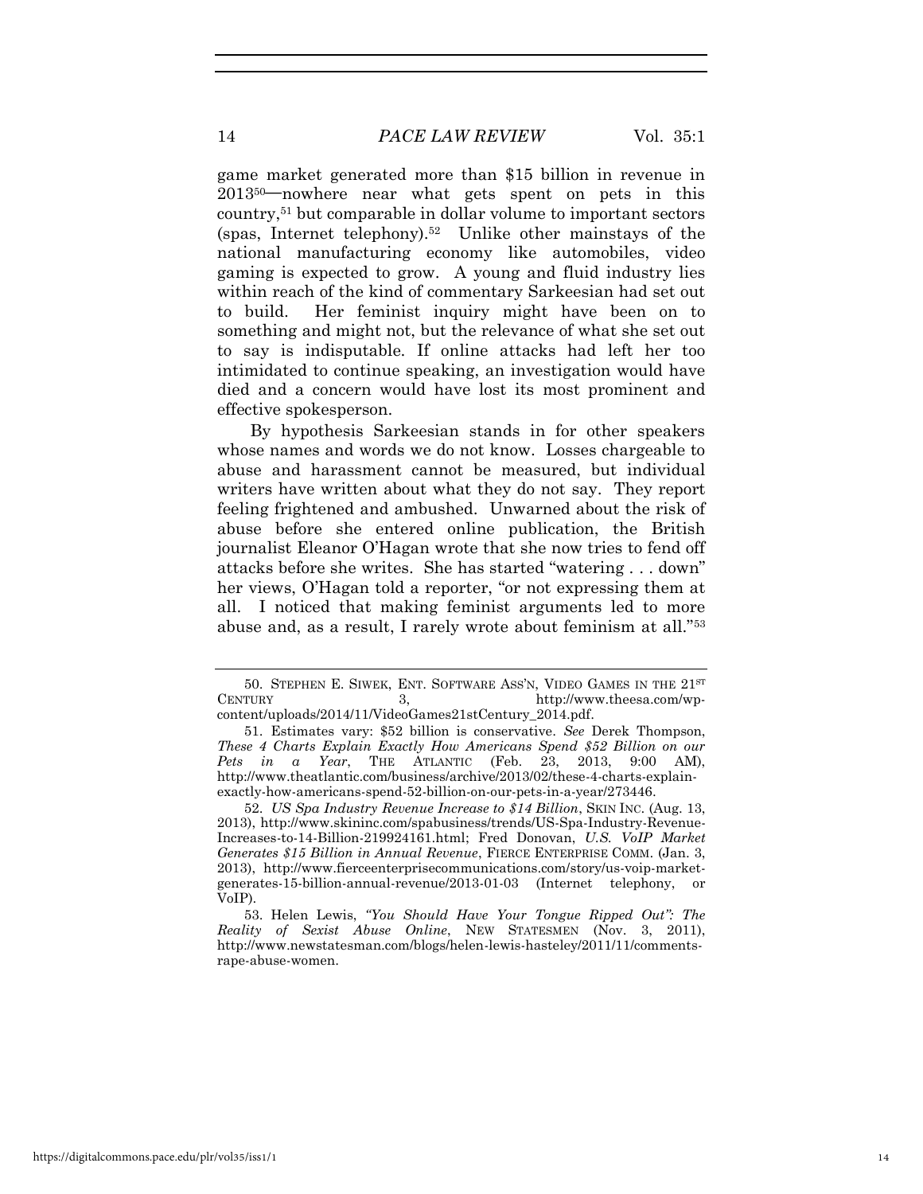game market generated more than $15 billion in revenue in 2013[50]—nowhere near what gets spent on pets in this country,[51] but comparable in dollar volume to important sectors (spas, Internet telephony).[52] Unlike other mainstays of the national manufacturing economy like automobiles, video gaming is expected to grow. A young and fluid industry lies within reach of the kind of commentary Sarkeesian had set out to build. Her feminist inquiry might have been on to something and might not, but the relevance of what she set out to say is indisputable. If online attacks had left her too intimidated to continue speaking, an investigation would have died and a concern would have lost its most prominent and effective spokesperson.

By hypothesis Sarkeesian stands in for other speakers whose names and words we do not know. Losses chargeable to abuse and harassment cannot be measured, but individual writers have written about what they do not say. They report feeling frightened and ambushed. Unwarned about the risk of abuse before she entered online publication, the British journalist Eleanor O'Hagan wrote that she now tries to fend off attacks before she writes. She has started "watering . . . down" her views, O'Hagan told a reporter, "or not expressing them at all. I noticed that making feminist arguments led to more abuse and, as a result, I rarely wrote about feminism at all."[53]

---

50. STEPHEN E. SIWEK, ENT. SOFTWARE ASS'N, VIDEO GAMES IN THE 21ST CENTURY 3, http://www.theesa.com/wp-content/uploads/2014/11/VideoGames21stCentury_2014.pdf.

51. Estimates vary: $52 billion is conservative. *See* Derek Thompson, *These 4 Charts Explain Exactly How Americans Spend $52 Billion on our Pets in a Year*, THE ATLANTIC (Feb. 23, 2013, 9:00 AM), http://www.theatlantic.com/business/archive/2013/02/these-4-charts-explain-exactly-how-americans-spend-52-billion-on-our-pets-in-a-year/273446.

52. *US Spa Industry Revenue Increase to $14 Billion*, SKIN INC. (Aug. 13, 2013), http://www.skininc.com/spabusiness/trends/US-Spa-Industry-Revenue-Increases-to-14-Billion-219924161.html; Fred Donovan, *U.S. VoIP Market Generates $15 Billion in Annual Revenue*, FIERCE ENTERPRISE COMM. (Jan. 3, 2013), http://www.fierceenterprisecommunications.com/story/us-voip-market-generates-15-billion-annual-revenue/2013-01-03 (Internet telephony, or VoIP).

53. Helen Lewis, *"You Should Have Your Tongue Ripped Out": The Reality of Sexist Abuse Online*, NEW STATESMEN (Nov. 3, 2011), http://www.newstatesman.com/blogs/helen-lewis-hasteley/2011/11/comments-rape-abuse-women.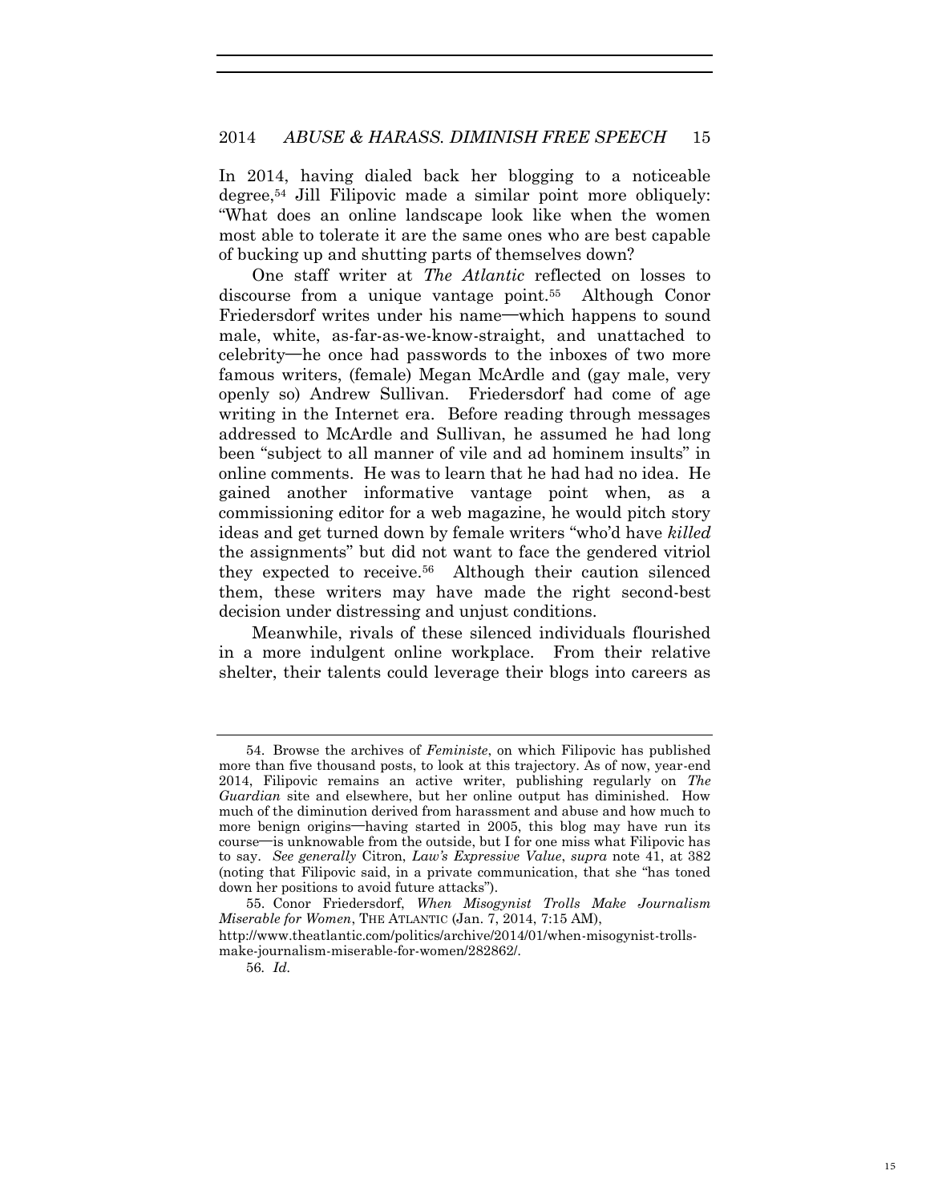In 2014, having dialed back her blogging to a noticeable degree,[54] Jill Filipovic made a similar point more obliquely: "What does an online landscape look like when the women most able to tolerate it are the same ones who are best capable of bucking up and shutting parts of themselves down?

One staff writer at *The Atlantic* reflected on losses to discourse from a unique vantage point.[55] Although Conor Friedersdorf writes under his name—which happens to sound male, white, as-far-as-we-know-straight, and unattached to celebrity—he once had passwords to the inboxes of two more famous writers, (female) Megan McArdle and (gay male, very openly so) Andrew Sullivan. Friedersdorf had come of age writing in the Internet era. Before reading through messages addressed to McArdle and Sullivan, he assumed he had long been "subject to all manner of vile and ad hominem insults" in online comments. He was to learn that he had had no idea. He gained another informative vantage point when, as a commissioning editor for a web magazine, he would pitch story ideas and get turned down by female writers "who'd have *killed* the assignments" but did not want to face the gendered vitriol they expected to receive.[56] Although their caution silenced them, these writers may have made the right second-best decision under distressing and unjust conditions.

Meanwhile, rivals of these silenced individuals flourished in a more indulgent online workplace. From their relative shelter, their talents could leverage their blogs into careers as

---

54. Browse the archives of *Feministe*, on which Filipovic has published more than five thousand posts, to look at this trajectory. As of now, year-end 2014, Filipovic remains an active writer, publishing regularly on *The Guardian* site and elsewhere, but her online output has diminished. How much of the diminution derived from harassment and abuse and how much to more benign origins—having started in 2005, this blog may have run its course—is unknowable from the outside, but I for one miss what Filipovic has to say. *See generally* Citron, *Law's Expressive Value*, *supra* note 41, at 382 (noting that Filipovic said, in a private communication, that she "has toned down her positions to avoid future attacks").

55. Conor Friedersdorf, *When Misogynist Trolls Make Journalism Miserable for Women*, THE ATLANTIC (Jan. 7, 2014, 7:15 AM), http://www.theatlantic.com/politics/archive/2014/01/when-misogynist-trolls-make-journalism-miserable-for-women/282862/.

56. *Id.*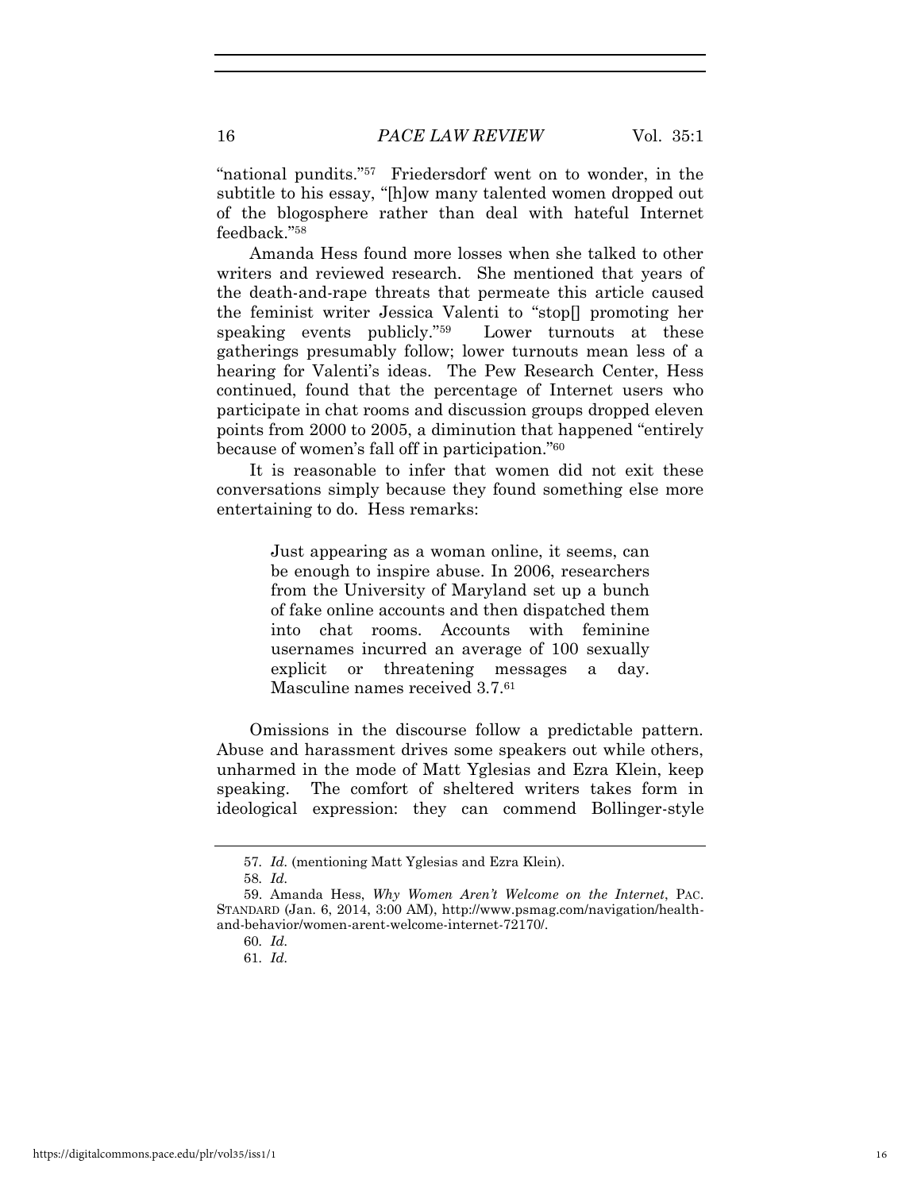"national pundits."[57] Friedersdorf went on to wonder, in the subtitle to his essay, "[h]ow many talented women dropped out of the blogosphere rather than deal with hateful Internet feedback."[58]

Amanda Hess found more losses when she talked to other writers and reviewed research. She mentioned that years of the death-and-rape threats that permeate this article caused the feminist writer Jessica Valenti to "stop[] promoting her speaking events publicly."[59] Lower turnouts at these gatherings presumably follow; lower turnouts mean less of a hearing for Valenti's ideas. The Pew Research Center, Hess continued, found that the percentage of Internet users who participate in chat rooms and discussion groups dropped eleven points from 2000 to 2005, a diminution that happened "entirely because of women's fall off in participation."[60]

It is reasonable to infer that women did not exit these conversations simply because they found something else more entertaining to do. Hess remarks:

> Just appearing as a woman online, it seems, can be enough to inspire abuse. In 2006, researchers from the University of Maryland set up a bunch of fake online accounts and then dispatched them into chat rooms. Accounts with feminine usernames incurred an average of 100 sexually explicit or threatening messages a day. Masculine names received 3.7.[61]

Omissions in the discourse follow a predictable pattern. Abuse and harassment drives some speakers out while others, unharmed in the mode of Matt Yglesias and Ezra Klein, keep speaking. The comfort of sheltered writers takes form in ideological expression: they can commend Bollinger-style

---

57. *Id.* (mentioning Matt Yglesias and Ezra Klein).

58. *Id.*

59. Amanda Hess, *Why Women Aren't Welcome on the Internet*, PAC. STANDARD (Jan. 6, 2014, 3:00 AM), http://www.psmag.com/navigation/health-and-behavior/women-arent-welcome-internet-72170/.

60. *Id.*

61. *Id.*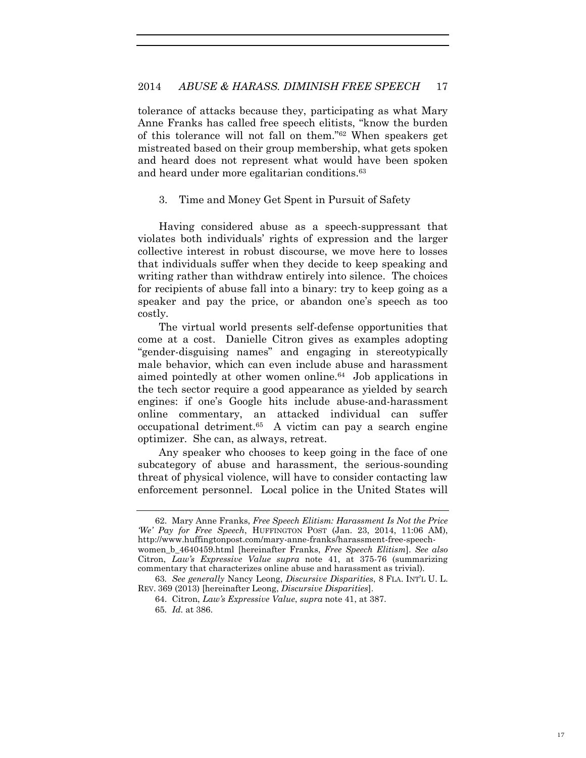tolerance of attacks because they, participating as what Mary Anne Franks has called free speech elitists, "know the burden of this tolerance will not fall on them."[62] When speakers get mistreated based on their group membership, what gets spoken and heard does not represent what would have been spoken and heard under more egalitarian conditions.[63]

### 3. Time and Money Get Spent in Pursuit of Safety

Having considered abuse as a speech-suppressant that violates both individuals' rights of expression and the larger collective interest in robust discourse, we move here to losses that individuals suffer when they decide to keep speaking and writing rather than withdraw entirely into silence. The choices for recipients of abuse fall into a binary: try to keep going as a speaker and pay the price, or abandon one's speech as too costly.

The virtual world presents self-defense opportunities that come at a cost. Danielle Citron gives as examples adopting "gender-disguising names" and engaging in stereotypically male behavior, which can even include abuse and harassment aimed pointedly at other women online.[64] Job applications in the tech sector require a good appearance as yielded by search engines: if one's Google hits include abuse-and-harassment online commentary, an attacked individual can suffer occupational detriment.[65] A victim can pay a search engine optimizer. She can, as always, retreat.

Any speaker who chooses to keep going in the face of one subcategory of abuse and harassment, the serious-sounding threat of physical violence, will have to consider contacting law enforcement personnel. Local police in the United States will

---

62. Mary Anne Franks, *Free Speech Elitism: Harassment Is Not the Price 'We' Pay for Free Speech*, HUFFINGTON POST (Jan. 23, 2014, 11:06 AM), http://www.huffingtonpost.com/mary-anne-franks/harassment-free-speech-women_b_4640459.html [hereinafter Franks, *Free Speech Elitism*]. *See also* Citron, *Law's Expressive Value supra* note 41, at 375-76 (summarizing commentary that characterizes online abuse and harassment as trivial).

63. *See generally* Nancy Leong, *Discursive Disparities*, 8 FLA. INT'L U. L. REV. 369 (2013) [hereinafter Leong, *Discursive Disparities*].

64. Citron, *Law's Expressive Value*, *supra* note 41, at 387.

65. *Id.* at 386.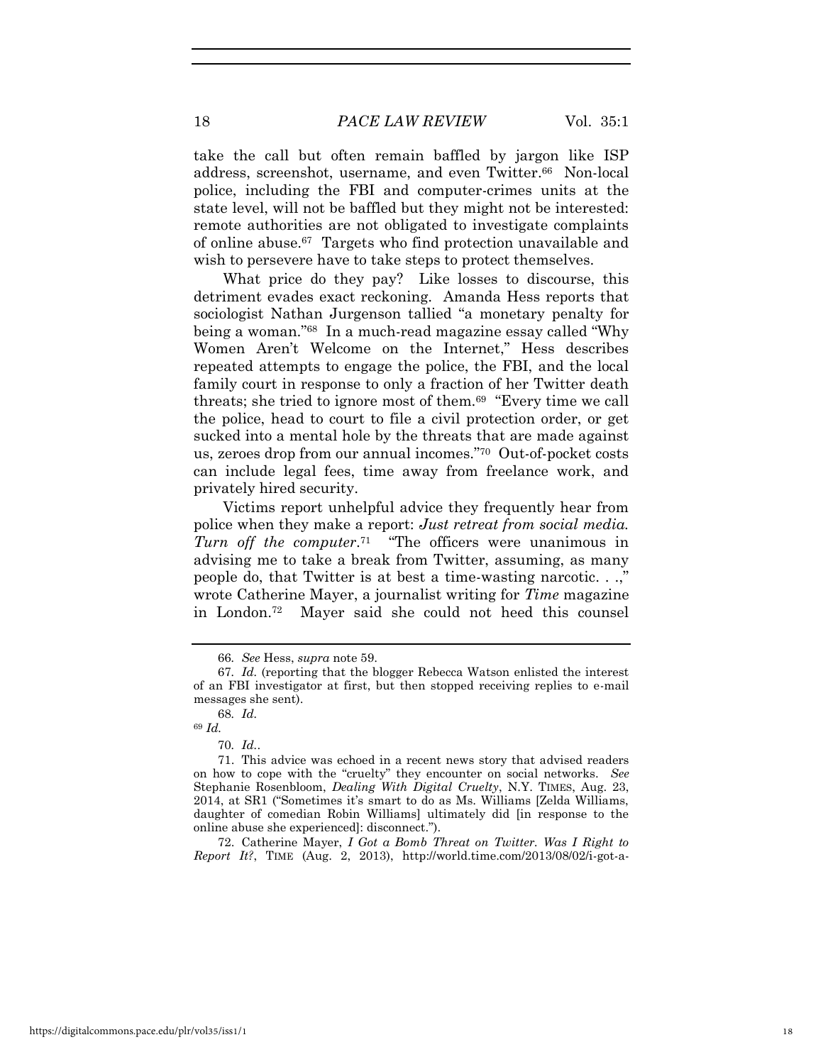take the call but often remain baffled by jargon like ISP address, screenshot, username, and even Twitter.[66] Non-local police, including the FBI and computer-crimes units at the state level, will not be baffled but they might not be interested: remote authorities are not obligated to investigate complaints of online abuse.[67] Targets who find protection unavailable and wish to persevere have to take steps to protect themselves.

What price do they pay? Like losses to discourse, this detriment evades exact reckoning. Amanda Hess reports that sociologist Nathan Jurgenson tallied "a monetary penalty for being a woman."[68] In a much-read magazine essay called "Why Women Aren't Welcome on the Internet," Hess describes repeated attempts to engage the police, the FBI, and the local family court in response to only a fraction of her Twitter death threats; she tried to ignore most of them.[69] "Every time we call the police, head to court to file a civil protection order, or get sucked into a mental hole by the threats that are made against us, zeroes drop from our annual incomes."[70] Out-of-pocket costs can include legal fees, time away from freelance work, and privately hired security.

Victims report unhelpful advice they frequently hear from police when they make a report: *Just retreat from social media. Turn off the computer*.[71] "The officers were unanimous in advising me to take a break from Twitter, assuming, as many people do, that Twitter is at best a time-wasting narcotic. . .," wrote Catherine Mayer, a journalist writing for *Time* magazine in London.[72] Mayer said she could not heed this counsel

---

66. *See* Hess, *supra* note 59.

67. *Id.* (reporting that the blogger Rebecca Watson enlisted the interest of an FBI investigator at first, but then stopped receiving replies to e-mail messages she sent).

68. *Id.*

69 *Id.*

70. *Id.*.

71. This advice was echoed in a recent news story that advised readers on how to cope with the "cruelty" they encounter on social networks. *See* Stephanie Rosenbloom, *Dealing With Digital Cruelty*, N.Y. TIMES, Aug. 23, 2014, at SR1 ("Sometimes it's smart to do as Ms. Williams [Zelda Williams, daughter of comedian Robin Williams] ultimately did [in response to the online abuse she experienced]: disconnect.").

72. Catherine Mayer, *I Got a Bomb Threat on Twitter. Was I Right to Report It?*, TIME (Aug. 2, 2013), http://world.time.com/2013/08/02/i-got-a-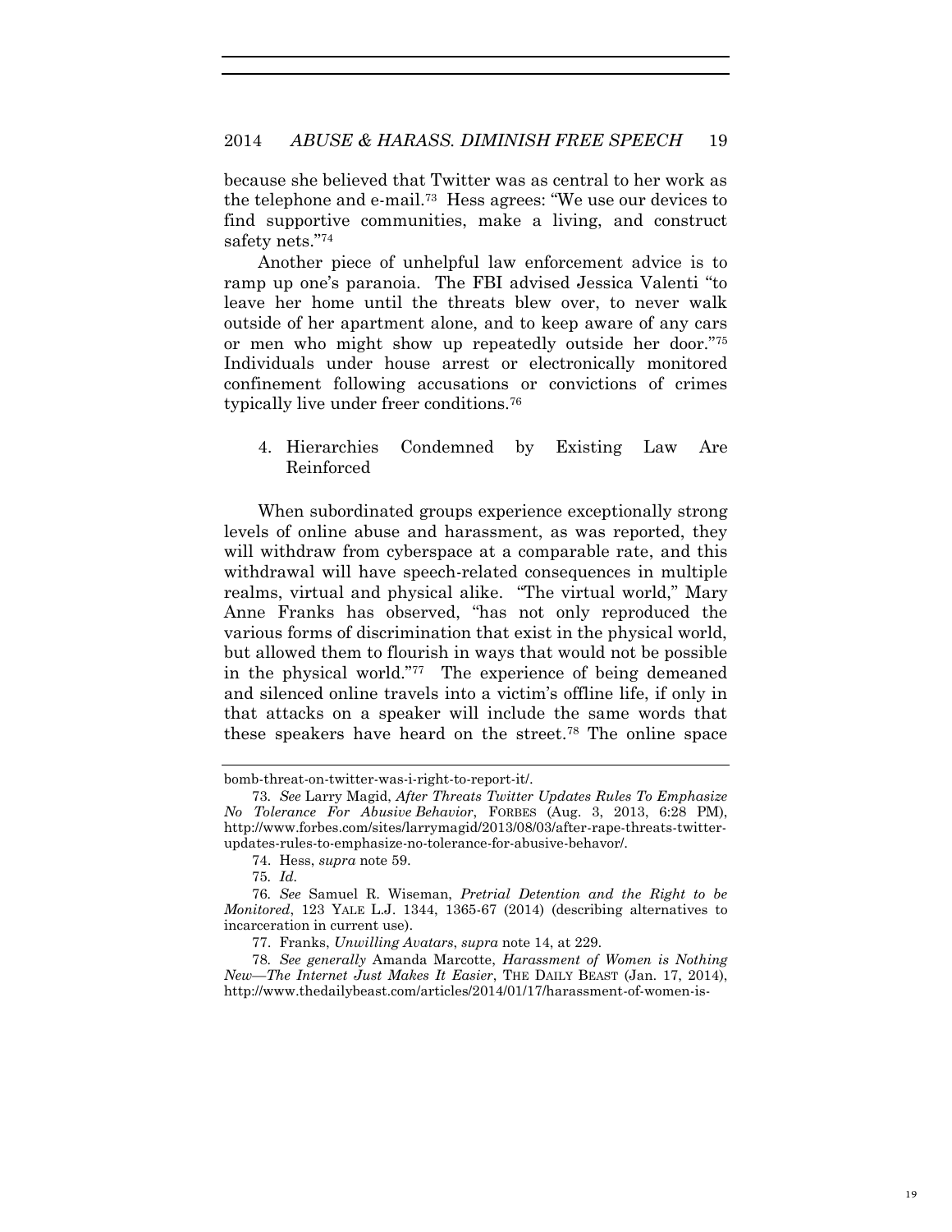because she believed that Twitter was as central to her work as the telephone and e-mail.[73] Hess agrees: "We use our devices to find supportive communities, make a living, and construct safety nets."[74]

Another piece of unhelpful law enforcement advice is to ramp up one's paranoia. The FBI advised Jessica Valenti "to leave her home until the threats blew over, to never walk outside of her apartment alone, and to keep aware of any cars or men who might show up repeatedly outside her door."[75] Individuals under house arrest or electronically monitored confinement following accusations or convictions of crimes typically live under freer conditions.[76]

4. Hierarchies Condemned by Existing Law Are Reinforced

When subordinated groups experience exceptionally strong levels of online abuse and harassment, as was reported, they will withdraw from cyberspace at a comparable rate, and this withdrawal will have speech-related consequences in multiple realms, virtual and physical alike. "The virtual world," Mary Anne Franks has observed, "has not only reproduced the various forms of discrimination that exist in the physical world, but allowed them to flourish in ways that would not be possible in the physical world."[77] The experience of being demeaned and silenced online travels into a victim's offline life, if only in that attacks on a speaker will include the same words that these speakers have heard on the street.[78] The online space

---

bomb-threat-on-twitter-was-i-right-to-report-it/.

73. *See* Larry Magid, *After Threats Twitter Updates Rules To Emphasize No Tolerance For Abusive Behavior*, FORBES (Aug. 3, 2013, 6:28 PM), http://www.forbes.com/sites/larrymagid/2013/08/03/after-rape-threats-twitter-updates-rules-to-emphasize-no-tolerance-for-abusive-behavor/.

74. Hess, *supra* note 59.

75. *Id.*

76. *See* Samuel R. Wiseman, *Pretrial Detention and the Right to be Monitored*, 123 YALE L.J. 1344, 1365-67 (2014) (describing alternatives to incarceration in current use).

77. Franks, *Unwilling Avatars*, *supra* note 14, at 229.

78. *See generally* Amanda Marcotte, *Harassment of Women is Nothing New—The Internet Just Makes It Easier*, THE DAILY BEAST (Jan. 17, 2014), http://www.thedailybeast.com/articles/2014/01/17/harassment-of-women-is-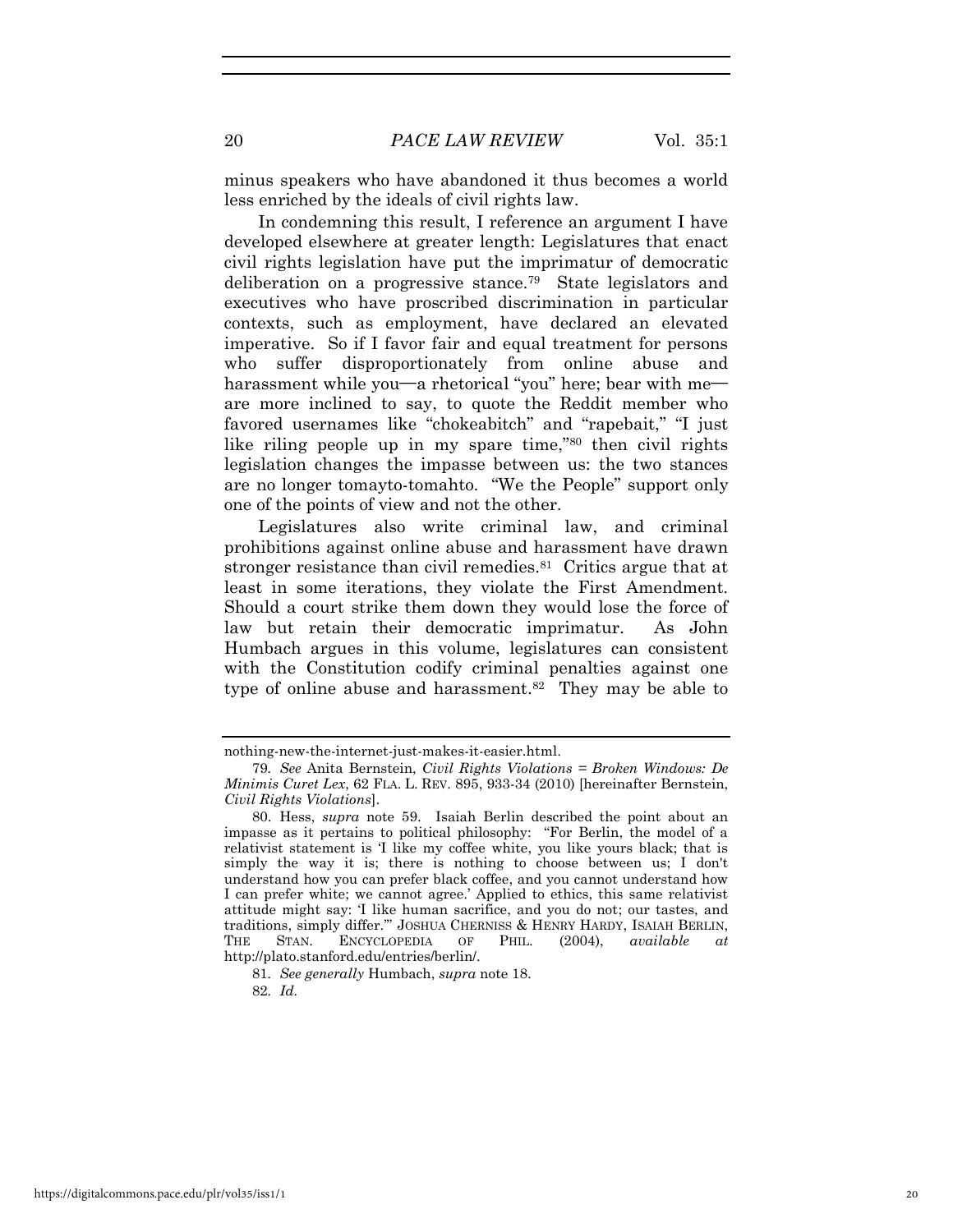minus speakers who have abandoned it thus becomes a world less enriched by the ideals of civil rights law.

In condemning this result, I reference an argument I have developed elsewhere at greater length: Legislatures that enact civil rights legislation have put the imprimatur of democratic deliberation on a progressive stance.[79] State legislators and executives who have proscribed discrimination in particular contexts, such as employment, have declared an elevated imperative. So if I favor fair and equal treatment for persons who suffer disproportionately from online abuse and harassment while you—a rhetorical "you" here; bear with me—are more inclined to say, to quote the Reddit member who favored usernames like "chokeabitch" and "rapebait," "I just like riling people up in my spare time,"[80] then civil rights legislation changes the impasse between us: the two stances are no longer tomayto-tomahto. "We the People" support only one of the points of view and not the other.

Legislatures also write criminal law, and criminal prohibitions against online abuse and harassment have drawn stronger resistance than civil remedies.[81] Critics argue that at least in some iterations, they violate the First Amendment. Should a court strike them down they would lose the force of law but retain their democratic imprimatur. As John Humbach argues in this volume, legislatures can consistent with the Constitution codify criminal penalties against one type of online abuse and harassment.[82] They may be able to

---

nothing-new-the-internet-just-makes-it-easier.html.

79. *See* Anita Bernstein, *Civil Rights Violations = Broken Windows: De Minimis Curet Lex*, 62 FLA. L. REV. 895, 933-34 (2010) [hereinafter Bernstein, *Civil Rights Violations*].

80. Hess, *supra* note 59. Isaiah Berlin described the point about an impasse as it pertains to political philosophy: "For Berlin, the model of a relativist statement is 'I like my coffee white, you like yours black; that is simply the way it is; there is nothing to choose between us; I don't understand how you can prefer black coffee, and you cannot understand how I can prefer white; we cannot agree.' Applied to ethics, this same relativist attitude might say: 'I like human sacrifice, and you do not; our tastes, and traditions, simply differ.'" JOSHUA CHERNISS & HENRY HARDY, ISAIAH BERLIN, THE STAN. ENCYCLOPEDIA OF PHIL. (2004), *available at* http://plato.stanford.edu/entries/berlin/.

81. *See generally* Humbach, *supra* note 18.

82. *Id.*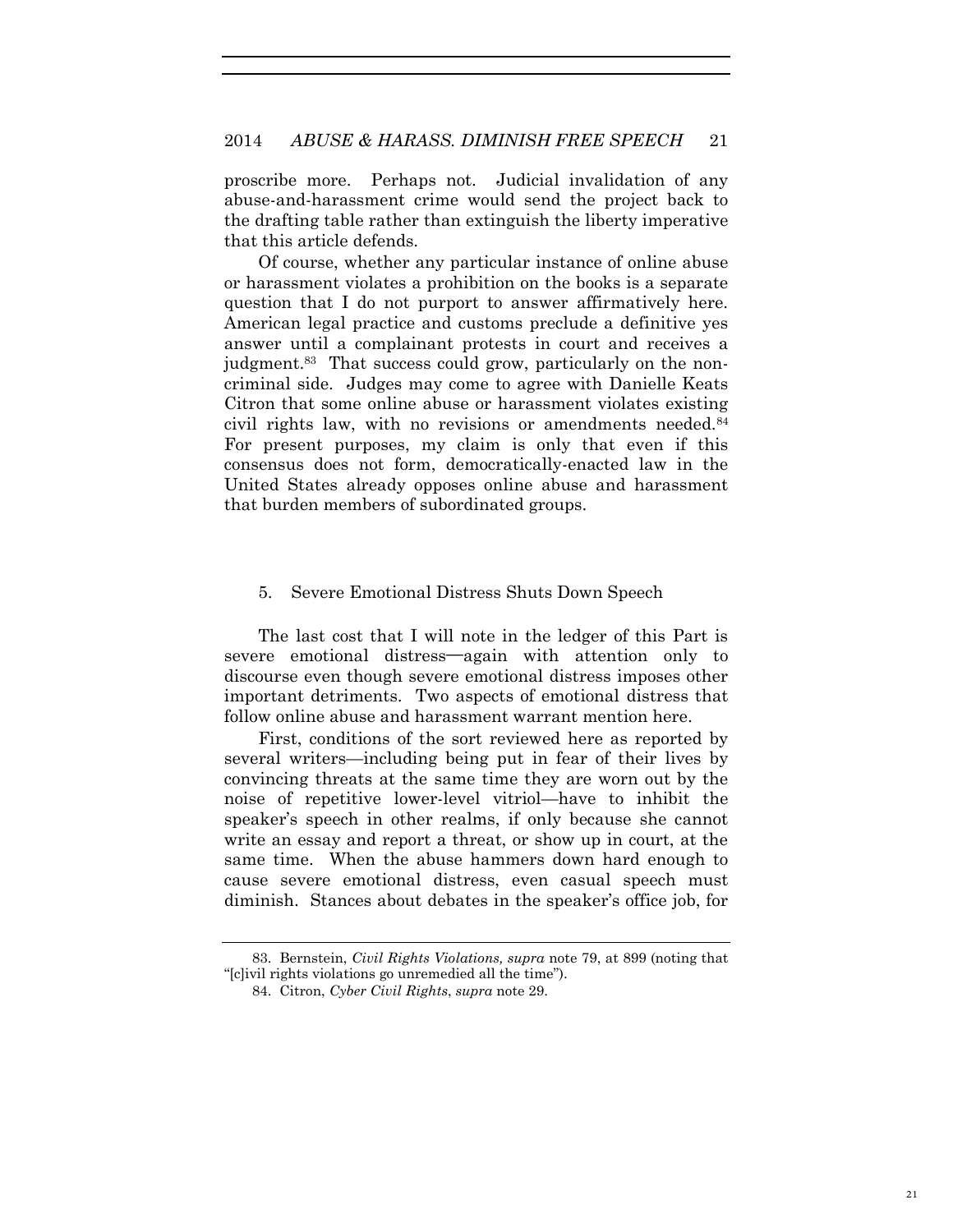proscribe more. Perhaps not. Judicial invalidation of any abuse-and-harassment crime would send the project back to the drafting table rather than extinguish the liberty imperative that this article defends.

Of course, whether any particular instance of online abuse or harassment violates a prohibition on the books is a separate question that I do not purport to answer affirmatively here. American legal practice and customs preclude a definitive yes answer until a complainant protests in court and receives a judgment.[83] That success could grow, particularly on the non-criminal side. Judges may come to agree with Danielle Keats Citron that some online abuse or harassment violates existing civil rights law, with no revisions or amendments needed.[84] For present purposes, my claim is only that even if this consensus does not form, democratically-enacted law in the United States already opposes online abuse and harassment that burden members of subordinated groups.

5. Severe Emotional Distress Shuts Down Speech

The last cost that I will note in the ledger of this Part is severe emotional distress—again with attention only to discourse even though severe emotional distress imposes other important detriments. Two aspects of emotional distress that follow online abuse and harassment warrant mention here.

First, conditions of the sort reviewed here as reported by several writers—including being put in fear of their lives by convincing threats at the same time they are worn out by the noise of repetitive lower-level vitriol—have to inhibit the speaker's speech in other realms, if only because she cannot write an essay and report a threat, or show up in court, at the same time. When the abuse hammers down hard enough to cause severe emotional distress, even casual speech must diminish. Stances about debates in the speaker's office job, for

83. Bernstein, *Civil Rights Violations, supra* note 79, at 899 (noting that "[c]ivil rights violations go unremedied all the time").

84. Citron, *Cyber Civil Rights*, *supra* note 29.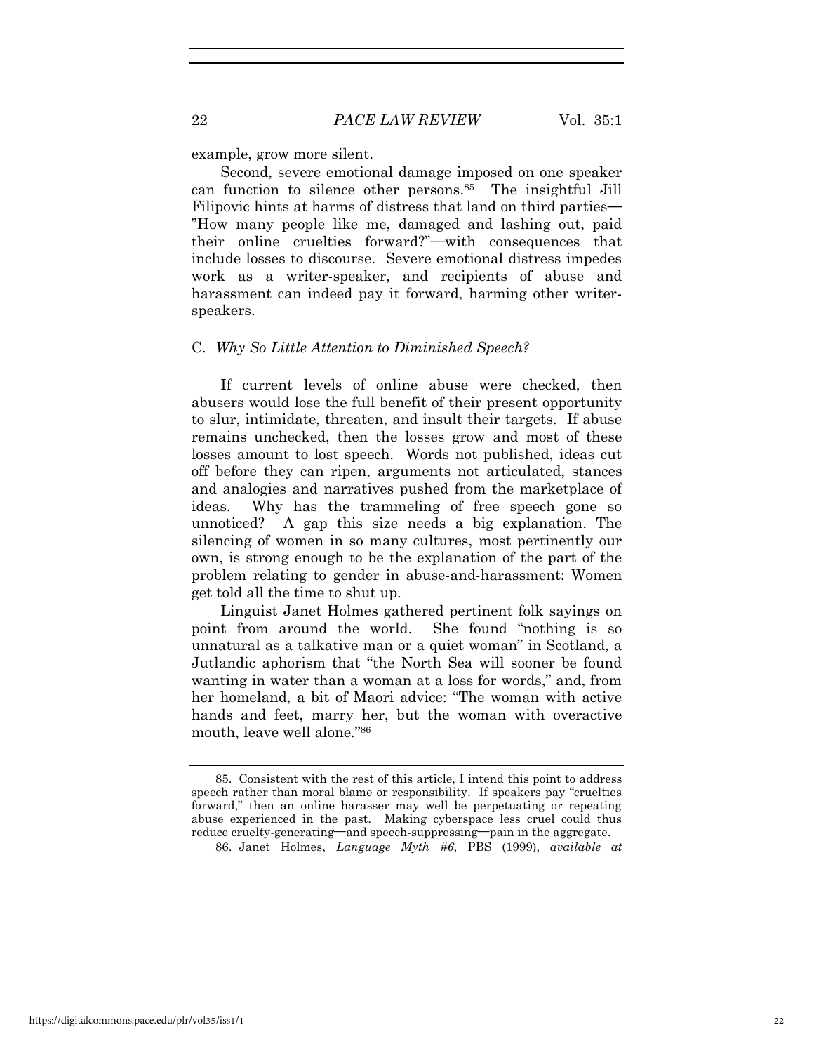example, grow more silent.

Second, severe emotional damage imposed on one speaker can function to silence other persons.[85] The insightful Jill Filipovic hints at harms of distress that land on third parties—"How many people like me, damaged and lashing out, paid their online cruelties forward?"—with consequences that include losses to discourse. Severe emotional distress impedes work as a writer-speaker, and recipients of abuse and harassment can indeed pay it forward, harming other writer-speakers.

### C. *Why So Little Attention to Diminished Speech?*

If current levels of online abuse were checked, then abusers would lose the full benefit of their present opportunity to slur, intimidate, threaten, and insult their targets. If abuse remains unchecked, then the losses grow and most of these losses amount to lost speech. Words not published, ideas cut off before they can ripen, arguments not articulated, stances and analogies and narratives pushed from the marketplace of ideas. Why has the trammeling of free speech gone so unnoticed? A gap this size needs a big explanation. The silencing of women in so many cultures, most pertinently our own, is strong enough to be the explanation of the part of the problem relating to gender in abuse-and-harassment: Women get told all the time to shut up.

Linguist Janet Holmes gathered pertinent folk sayings on point from around the world. She found "nothing is so unnatural as a talkative man or a quiet woman" in Scotland, a Jutlandic aphorism that "the North Sea will sooner be found wanting in water than a woman at a loss for words," and, from her homeland, a bit of Maori advice: "The woman with active hands and feet, marry her, but the woman with overactive mouth, leave well alone."[86]

---

85. Consistent with the rest of this article, I intend this point to address speech rather than moral blame or responsibility. If speakers pay "cruelties forward," then an online harasser may well be perpetuating or repeating abuse experienced in the past. Making cyberspace less cruel could thus reduce cruelty-generating—and speech-suppressing—pain in the aggregate.

86. Janet Holmes, *Language Myth #6*, PBS (1999), *available at*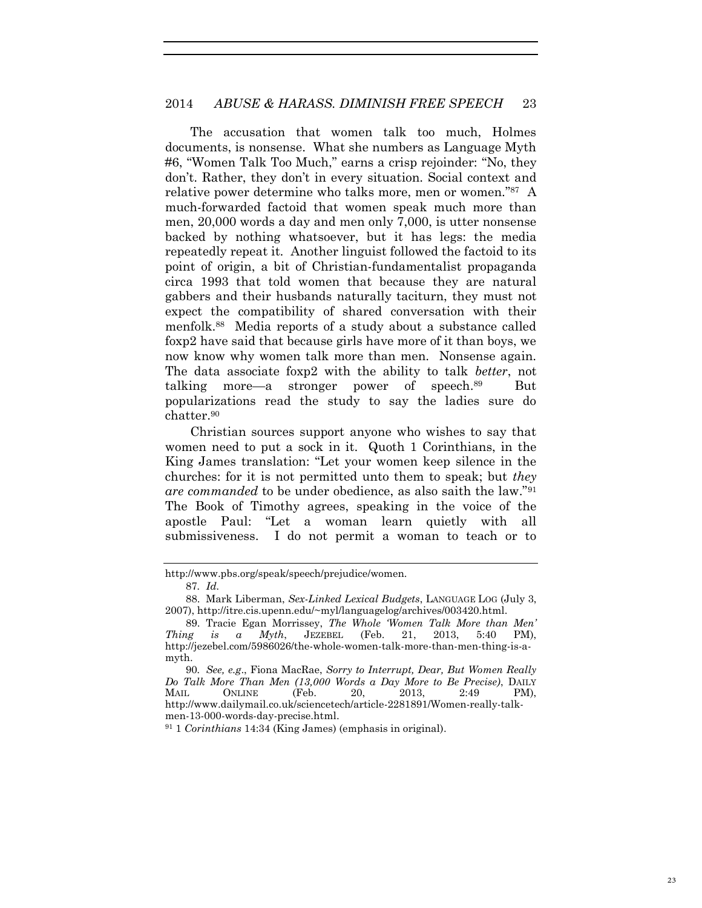The accusation that women talk too much, Holmes documents, is nonsense. What she numbers as Language Myth #6, "Women Talk Too Much," earns a crisp rejoinder: "No, they don't. Rather, they don't in every situation. Social context and relative power determine who talks more, men or women."[87] A much-forwarded factoid that women speak much more than men, 20,000 words a day and men only 7,000, is utter nonsense backed by nothing whatsoever, but it has legs: the media repeatedly repeat it. Another linguist followed the factoid to its point of origin, a bit of Christian-fundamentalist propaganda circa 1993 that told women that because they are natural gabbers and their husbands naturally taciturn, they must not expect the compatibility of shared conversation with their menfolk.[88] Media reports of a study about a substance called foxp2 have said that because girls have more of it than boys, we now know why women talk more than men. Nonsense again. The data associate foxp2 with the ability to talk *better*, not talking more—a stronger power of speech.[89] But popularizations read the study to say the ladies sure do chatter.[90]

Christian sources support anyone who wishes to say that women need to put a sock in it. Quoth 1 Corinthians, in the King James translation: "Let your women keep silence in the churches: for it is not permitted unto them to speak; but *they are commanded* to be under obedience, as also saith the law."[91] The Book of Timothy agrees, speaking in the voice of the apostle Paul: "Let a woman learn quietly with all submissiveness. I do not permit a woman to teach or to

---

http://www.pbs.org/speak/speech/prejudice/women.

87. *Id.*

88. Mark Liberman, *Sex-Linked Lexical Budgets*, LANGUAGE LOG (July 3, 2007), http://itre.cis.upenn.edu/~myl/languagelog/archives/003420.html.

89. Tracie Egan Morrissey, *The Whole 'Women Talk More than Men' Thing is a Myth*, JEZEBEL (Feb. 21, 2013, 5:40 PM), http://jezebel.com/5986026/the-whole-women-talk-more-than-men-thing-is-a-myth.

90. *See, e.g.*, Fiona MacRae, *Sorry to Interrupt, Dear, But Women Really Do Talk More Than Men (13,000 Words a Day More to Be Precise)*, DAILY MAIL ONLINE (Feb. 20, 2013, 2:49 PM), http://www.dailymail.co.uk/sciencetech/article-2281891/Women-really-talk-men-13-000-words-day-precise.html.

91 1 *Corinthians* 14:34 (King James) (emphasis in original).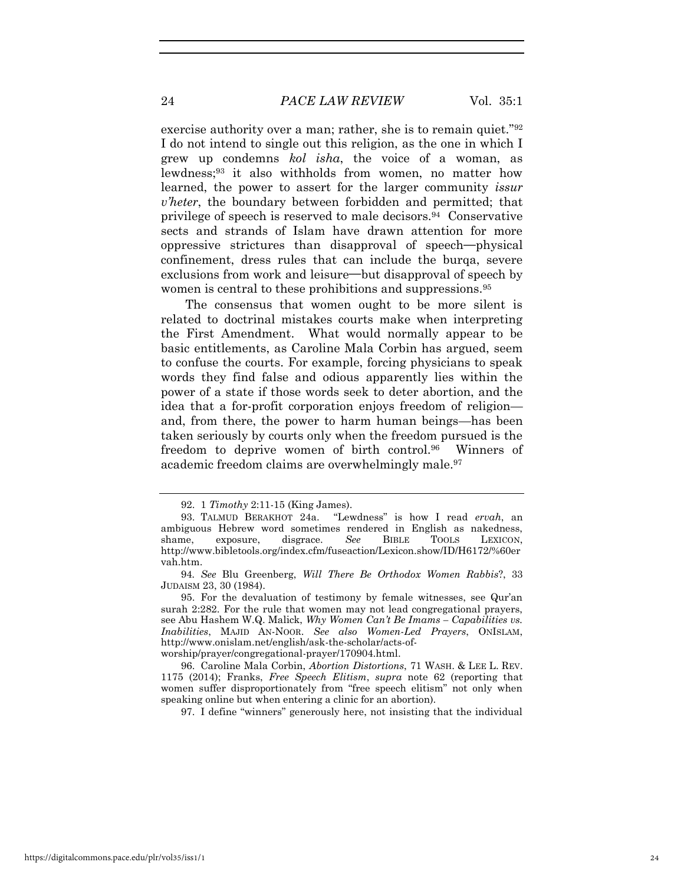exercise authority over a man; rather, she is to remain quiet."[92] I do not intend to single out this religion, as the one in which I grew up condemns *kol isha*, the voice of a woman, as lewdness;[93] it also withholds from women, no matter how learned, the power to assert for the larger community *issur v'heter*, the boundary between forbidden and permitted; that privilege of speech is reserved to male decisors.[94] Conservative sects and strands of Islam have drawn attention for more oppressive strictures than disapproval of speech—physical confinement, dress rules that can include the burqa, severe exclusions from work and leisure—but disapproval of speech by women is central to these prohibitions and suppressions.[95]

The consensus that women ought to be more silent is related to doctrinal mistakes courts make when interpreting the First Amendment. What would normally appear to be basic entitlements, as Caroline Mala Corbin has argued, seem to confuse the courts. For example, forcing physicians to speak words they find false and odious apparently lies within the power of a state if those words seek to deter abortion, and the idea that a for-profit corporation enjoys freedom of religion—and, from there, the power to harm human beings—has been taken seriously by courts only when the freedom pursued is the freedom to deprive women of birth control.[96] Winners of academic freedom claims are overwhelmingly male.[97]

---

92. 1 *Timothy* 2:11-15 (King James).

93. TALMUD BERAKHOT 24a. "Lewdness" is how I read *ervah*, an ambiguous Hebrew word sometimes rendered in English as nakedness, shame, exposure, disgrace. *See* BIBLE TOOLS LEXICON, http://www.bibletools.org/index.cfm/fuseaction/Lexicon.show/ID/H6172/%60ervah.htm.

94. *See* Blu Greenberg, *Will There Be Orthodox Women Rabbis*?, 33 JUDAISM 23, 30 (1984).

95. For the devaluation of testimony by female witnesses, see Qur'an surah 2:282. For the rule that women may not lead congregational prayers, see Abu Hashem W.Q. Malick, *Why Women Can't Be Imams – Capabilities vs. Inabilities*, MAJID AN-NOOR. *See also Women-Led Prayers*, ONISLAM, http://www.onislam.net/english/ask-the-scholar/acts-of-worship/prayer/congregational-prayer/170904.html.

96. Caroline Mala Corbin, *Abortion Distortions*, 71 WASH. & LEE L. REV. 1175 (2014); Franks, *Free Speech Elitism*, *supra* note 62 (reporting that women suffer disproportionately from "free speech elitism" not only when speaking online but when entering a clinic for an abortion).

97. I define "winners" generously here, not insisting that the individual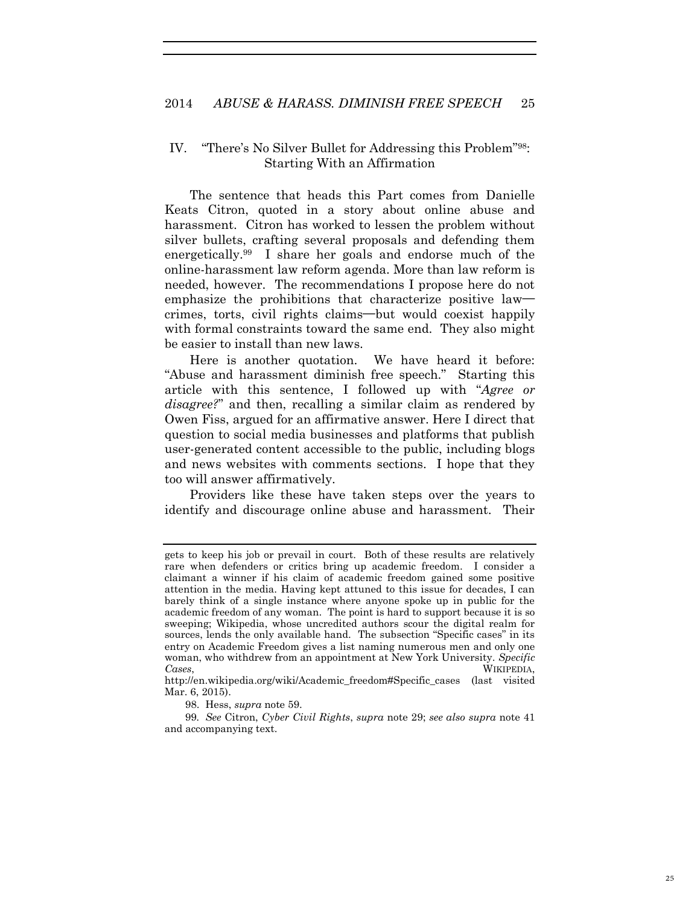## IV. "There's No Silver Bullet for Addressing this Problem"[98]: Starting With an Affirmation

The sentence that heads this Part comes from Danielle Keats Citron, quoted in a story about online abuse and harassment. Citron has worked to lessen the problem without silver bullets, crafting several proposals and defending them energetically.[99] I share her goals and endorse much of the online-harassment law reform agenda. More than law reform is needed, however. The recommendations I propose here do not emphasize the prohibitions that characterize positive law—crimes, torts, civil rights claims—but would coexist happily with formal constraints toward the same end. They also might be easier to install than new laws.

Here is another quotation. We have heard it before: "Abuse and harassment diminish free speech." Starting this article with this sentence, I followed up with "*Agree or disagree?*" and then, recalling a similar claim as rendered by Owen Fiss, argued for an affirmative answer. Here I direct that question to social media businesses and platforms that publish user-generated content accessible to the public, including blogs and news websites with comments sections. I hope that they too will answer affirmatively.

Providers like these have taken steps over the years to identify and discourage online abuse and harassment. Their

---

gets to keep his job or prevail in court. Both of these results are relatively rare when defenders or critics bring up academic freedom. I consider a claimant a winner if his claim of academic freedom gained some positive attention in the media. Having kept attuned to this issue for decades, I can barely think of a single instance where anyone spoke up in public for the academic freedom of any woman. The point is hard to support because it is so sweeping; Wikipedia, whose uncredited authors scour the digital realm for sources, lends the only available hand. The subsection "Specific cases" in its entry on Academic Freedom gives a list naming numerous men and only one woman, who withdrew from an appointment at New York University. *Specific Cases*, WIKIPEDIA, http://en.wikipedia.org/wiki/Academic_freedom#Specific_cases (last visited Mar. 6, 2015).

98. Hess, *supra* note 59.

99. *See* Citron, *Cyber Civil Rights*, *supra* note 29; *see also supra* note 41 and accompanying text.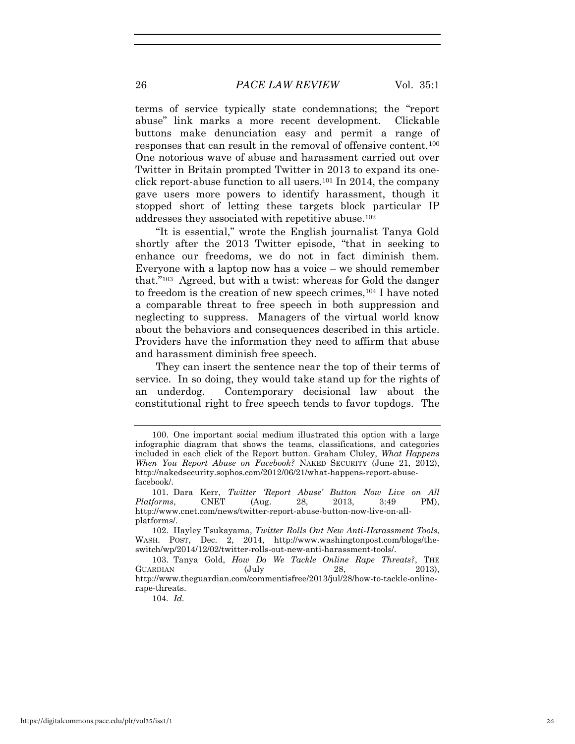terms of service typically state condemnations; the "report abuse" link marks a more recent development. Clickable buttons make denunciation easy and permit a range of responses that can result in the removal of offensive content.[100] One notorious wave of abuse and harassment carried out over Twitter in Britain prompted Twitter in 2013 to expand its one-click report-abuse function to all users.[101] In 2014, the company gave users more powers to identify harassment, though it stopped short of letting these targets block particular IP addresses they associated with repetitive abuse.[102]

"It is essential," wrote the English journalist Tanya Gold shortly after the 2013 Twitter episode, "that in seeking to enhance our freedoms, we do not in fact diminish them. Everyone with a laptop now has a voice – we should remember that."[103] Agreed, but with a twist: whereas for Gold the danger to freedom is the creation of new speech crimes,[104] I have noted a comparable threat to free speech in both suppression and neglecting to suppress. Managers of the virtual world know about the behaviors and consequences described in this article. Providers have the information they need to affirm that abuse and harassment diminish free speech.

They can insert the sentence near the top of their terms of service. In so doing, they would take stand up for the rights of an underdog. Contemporary decisional law about the constitutional right to free speech tends to favor topdogs. The

---

100. One important social medium illustrated this option with a large infographic diagram that shows the teams, classifications, and categories included in each click of the Report button. Graham Cluley, *What Happens When You Report Abuse on Facebook?* NAKED SECURITY (June 21, 2012), http://nakedsecurity.sophos.com/2012/06/21/what-happens-report-abuse-facebook/.

101. Dara Kerr, *Twitter 'Report Abuse' Button Now Live on All Platforms*, CNET (Aug. 28, 2013, 3:49 PM), http://www.cnet.com/news/twitter-report-abuse-button-now-live-on-all-platforms/.

102. Hayley Tsukayama, *Twitter Rolls Out New Anti-Harassment Tools*, WASH. POST, Dec. 2, 2014, http://www.washingtonpost.com/blogs/the-switch/wp/2014/12/02/twitter-rolls-out-new-anti-harassment-tools/.

103. Tanya Gold, *How Do We Tackle Online Rape Threats?*, THE GUARDIAN (July 28, 2013), http://www.theguardian.com/commentisfree/2013/jul/28/how-to-tackle-online-rape-threats.

104. *Id.*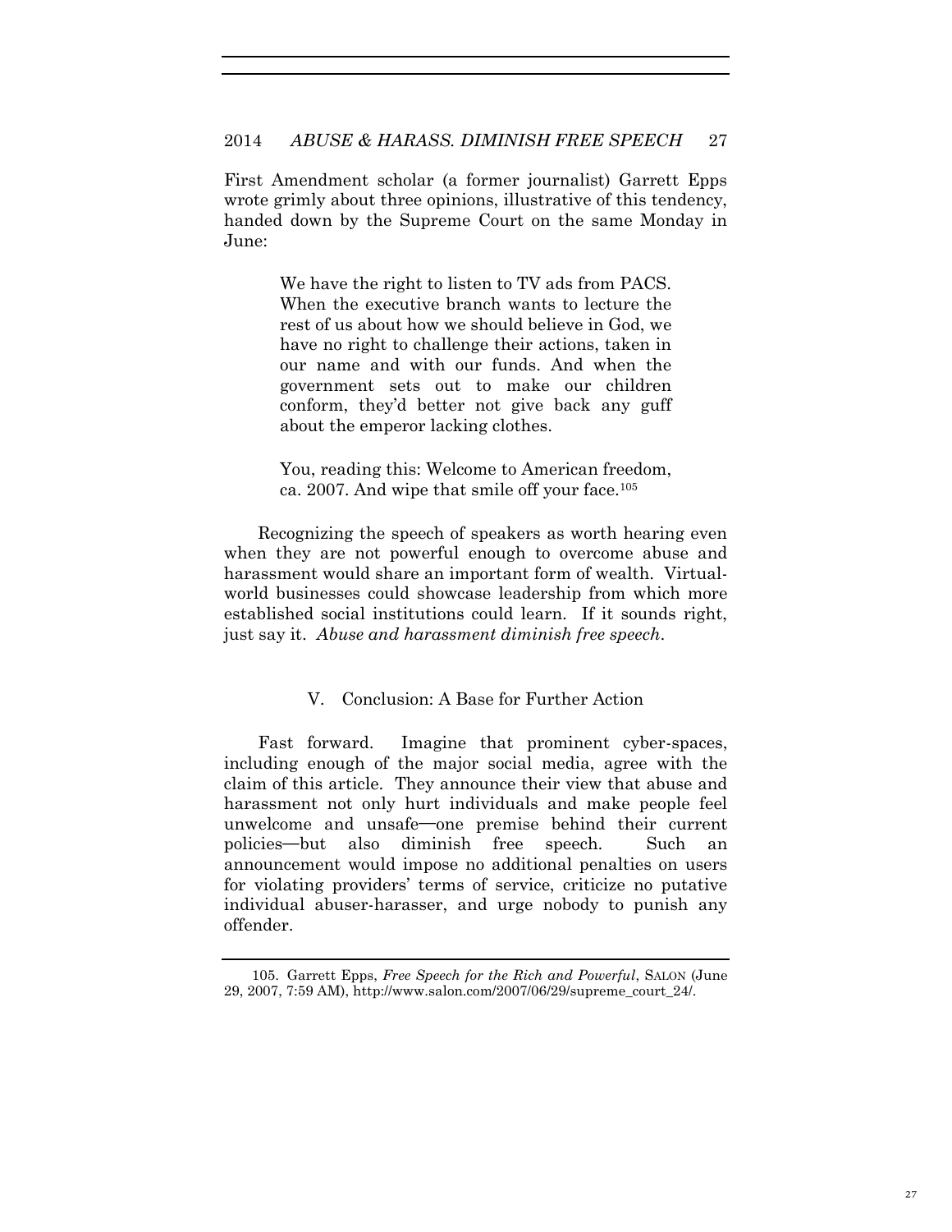First Amendment scholar (a former journalist) Garrett Epps wrote grimly about three opinions, illustrative of this tendency, handed down by the Supreme Court on the same Monday in June:

> We have the right to listen to TV ads from PACS. When the executive branch wants to lecture the rest of us about how we should believe in God, we have no right to challenge their actions, taken in our name and with our funds. And when the government sets out to make our children conform, they'd better not give back any guff about the emperor lacking clothes.
>
> You, reading this: Welcome to American freedom, ca. 2007. And wipe that smile off your face.[105]

Recognizing the speech of speakers as worth hearing even when they are not powerful enough to overcome abuse and harassment would share an important form of wealth. Virtual-world businesses could showcase leadership from which more established social institutions could learn. If it sounds right, just say it. *Abuse and harassment diminish free speech*.

## V. Conclusion: A Base for Further Action

Fast forward. Imagine that prominent cyber-spaces, including enough of the major social media, agree with the claim of this article. They announce their view that abuse and harassment not only hurt individuals and make people feel unwelcome and unsafe—one premise behind their current policies—but also diminish free speech. Such an announcement would impose no additional penalties on users for violating providers' terms of service, criticize no putative individual abuser-harasser, and urge nobody to punish any offender.

---

105. Garrett Epps, *Free Speech for the Rich and Powerful*, SALON (June 29, 2007, 7:59 AM), http://www.salon.com/2007/06/29/supreme_court_24/.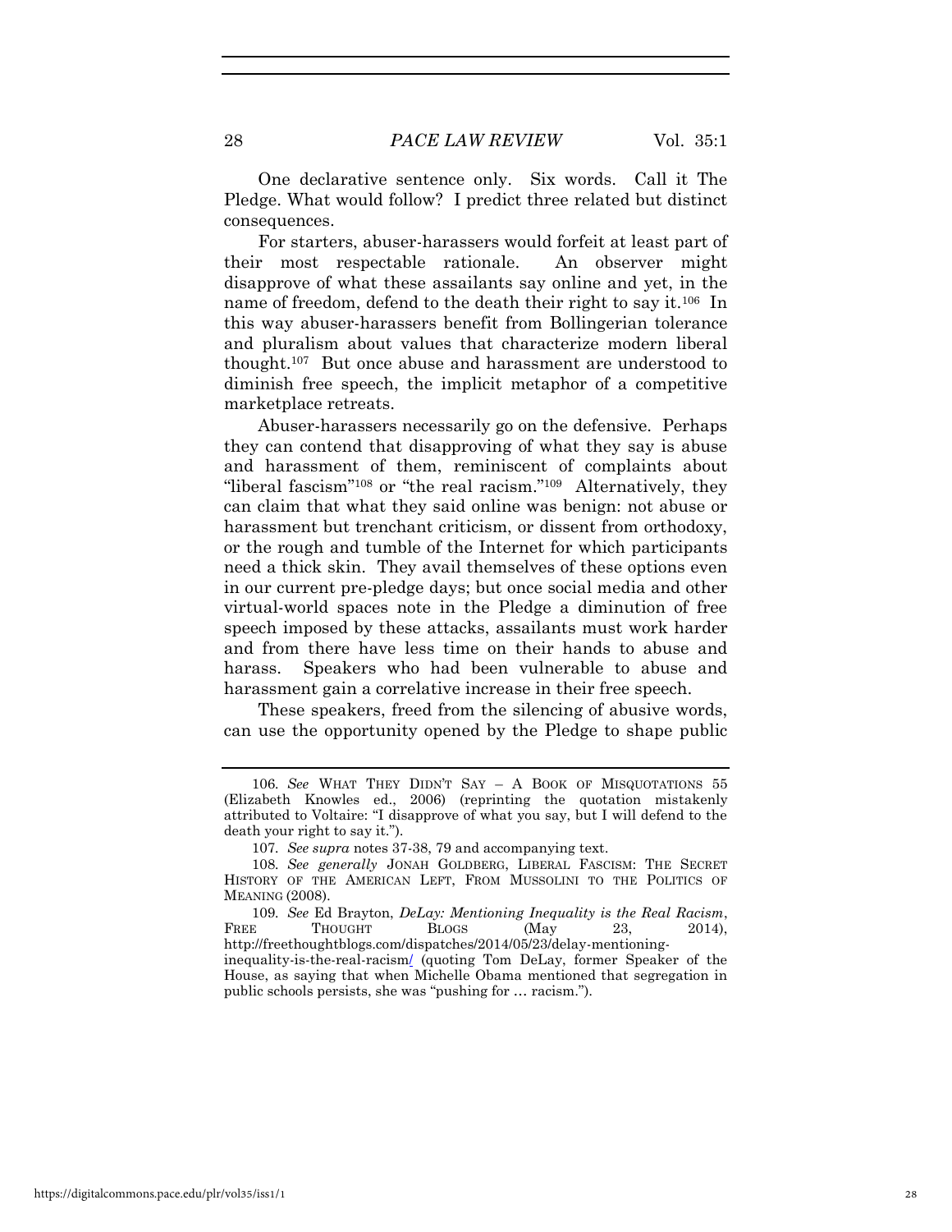One declarative sentence only. Six words. Call it The Pledge. What would follow? I predict three related but distinct consequences.

For starters, abuser-harassers would forfeit at least part of their most respectable rationale. An observer might disapprove of what these assailants say online and yet, in the name of freedom, defend to the death their right to say it.[106] In this way abuser-harassers benefit from Bollingerian tolerance and pluralism about values that characterize modern liberal thought.[107] But once abuse and harassment are understood to diminish free speech, the implicit metaphor of a competitive marketplace retreats.

Abuser-harassers necessarily go on the defensive. Perhaps they can contend that disapproving of what they say is abuse and harassment of them, reminiscent of complaints about "liberal fascism"[108] or "the real racism."[109] Alternatively, they can claim that what they said online was benign: not abuse or harassment but trenchant criticism, or dissent from orthodoxy, or the rough and tumble of the Internet for which participants need a thick skin. They avail themselves of these options even in our current pre-pledge days; but once social media and other virtual-world spaces note in the Pledge a diminution of free speech imposed by these attacks, assailants must work harder and from there have less time on their hands to abuse and harass. Speakers who had been vulnerable to abuse and harassment gain a correlative increase in their free speech.

These speakers, freed from the silencing of abusive words, can use the opportunity opened by the Pledge to shape public

---

106. *See* WHAT THEY DIDN'T SAY – A BOOK OF MISQUOTATIONS 55 (Elizabeth Knowles ed., 2006) (reprinting the quotation mistakenly attributed to Voltaire: "I disapprove of what you say, but I will defend to the death your right to say it.").

107. *See supra* notes 37-38, 79 and accompanying text.

108. *See generally* JONAH GOLDBERG, LIBERAL FASCISM: THE SECRET HISTORY OF THE AMERICAN LEFT, FROM MUSSOLINI TO THE POLITICS OF MEANING (2008).

109. *See* Ed Brayton, *DeLay: Mentioning Inequality is the Real Racism*, FREE THOUGHT BLOGS (May 23, 2014), http://freethoughtblogs.com/dispatches/2014/05/23/delay-mentioning-inequality-is-the-real-racism/ (quoting Tom DeLay, former Speaker of the House, as saying that when Michelle Obama mentioned that segregation in public schools persists, she was "pushing for … racism.").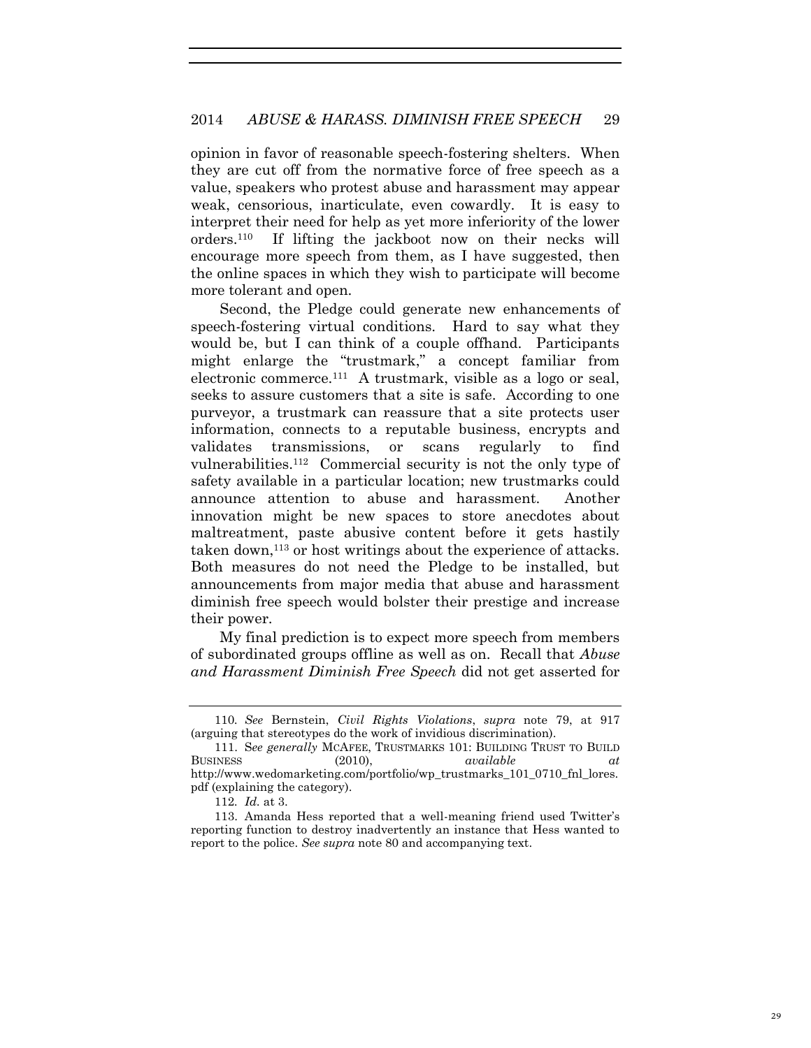opinion in favor of reasonable speech-fostering shelters. When they are cut off from the normative force of free speech as a value, speakers who protest abuse and harassment may appear weak, censorious, inarticulate, even cowardly. It is easy to interpret their need for help as yet more inferiority of the lower orders.[110] If lifting the jackboot now on their necks will encourage more speech from them, as I have suggested, then the online spaces in which they wish to participate will become more tolerant and open.

Second, the Pledge could generate new enhancements of speech-fostering virtual conditions. Hard to say what they would be, but I can think of a couple offhand. Participants might enlarge the "trustmark," a concept familiar from electronic commerce.[111] A trustmark, visible as a logo or seal, seeks to assure customers that a site is safe. According to one purveyor, a trustmark can reassure that a site protects user information, connects to a reputable business, encrypts and validates transmissions, or scans regularly to find vulnerabilities.[112] Commercial security is not the only type of safety available in a particular location; new trustmarks could announce attention to abuse and harassment. Another innovation might be new spaces to store anecdotes about maltreatment, paste abusive content before it gets hastily taken down,[113] or host writings about the experience of attacks. Both measures do not need the Pledge to be installed, but announcements from major media that abuse and harassment diminish free speech would bolster their prestige and increase their power.

My final prediction is to expect more speech from members of subordinated groups offline as well as on. Recall that *Abuse and Harassment Diminish Free Speech* did not get asserted for

---

110. *See* Bernstein, *Civil Rights Violations*, *supra* note 79, at 917 (arguing that stereotypes do the work of invidious discrimination).

111. S*ee generally* MCAFEE, TRUSTMARKS 101: BUILDING TRUST TO BUILD BUSINESS (2010), *available at* http://www.wedomarketing.com/portfolio/wp_trustmarks_101_0710_fnl_lores.pdf (explaining the category).

112. *Id.* at 3.

113. Amanda Hess reported that a well-meaning friend used Twitter's reporting function to destroy inadvertently an instance that Hess wanted to report to the police. *See supra* note 80 and accompanying text.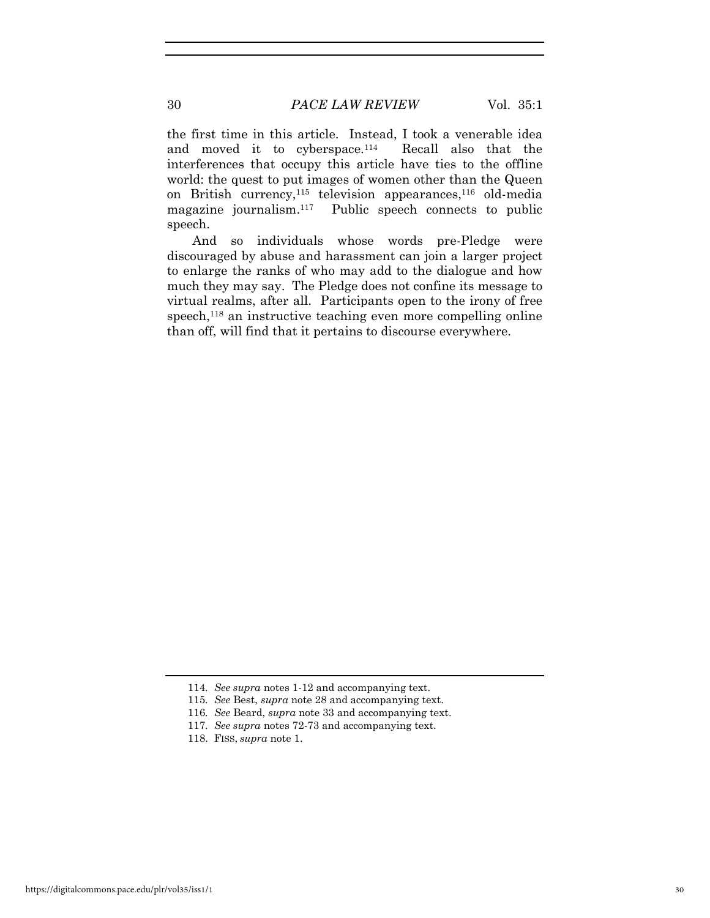the first time in this article. Instead, I took a venerable idea and moved it to cyberspace.[114] Recall also that the interferences that occupy this article have ties to the offline world: the quest to put images of women other than the Queen on British currency,[115] television appearances,[116] old-media magazine journalism.[117] Public speech connects to public speech.

And so individuals whose words pre-Pledge were discouraged by abuse and harassment can join a larger project to enlarge the ranks of who may add to the dialogue and how much they may say. The Pledge does not confine its message to virtual realms, after all. Participants open to the irony of free speech,[118] an instructive teaching even more compelling online than off, will find that it pertains to discourse everywhere.

---

114. *See supra* notes 1-12 and accompanying text.

115. *See* Best, *supra* note 28 and accompanying text.

116. *See* Beard, *supra* note 33 and accompanying text.

117. *See supra* notes 72-73 and accompanying text.

118. FISS, *supra* note 1.